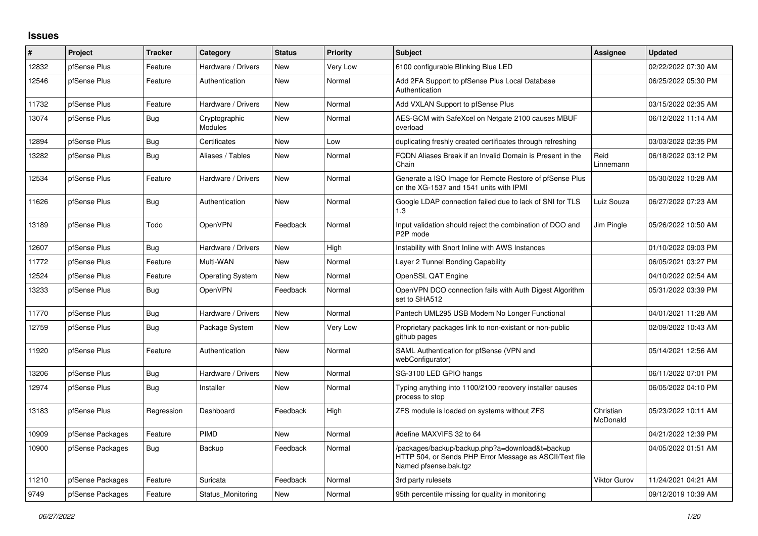## Issues

| # | Project | Tracker | Category | Status | Priority | Subject | Assignee | Updated |
|---|---|---|---|---|---|---|---|---|
| 12832 | pfSense Plus | Feature | Hardware / Drivers | New | Very Low | 6100 configurable Blinking Blue LED | | 02/22/2022 07:30 AM |
| 12546 | pfSense Plus | Feature | Authentication | New | Normal | Add 2FA Support to pfSense Plus Local Database Authentication | | 06/25/2022 05:30 PM |
| 11732 | pfSense Plus | Feature | Hardware / Drivers | New | Normal | Add VXLAN Support to pfSense Plus | | 03/15/2022 02:35 AM |
| 13074 | pfSense Plus | Bug | Cryptographic Modules | New | Normal | AES-GCM with SafeXcel on Netgate 2100 causes MBUF overload | | 06/12/2022 11:14 AM |
| 12894 | pfSense Plus | Bug | Certificates | New | Low | duplicating freshly created certificates through refreshing | | 03/03/2022 02:35 PM |
| 13282 | pfSense Plus | Bug | Aliases / Tables | New | Normal | FQDN Aliases Break if an Invalid Domain is Present in the Chain | Reid Linnemann | 06/18/2022 03:12 PM |
| 12534 | pfSense Plus | Feature | Hardware / Drivers | New | Normal | Generate a ISO Image for Remote Restore of pfSense Plus on the XG-1537 and 1541 units with IPMI | | 05/30/2022 10:28 AM |
| 11626 | pfSense Plus | Bug | Authentication | New | Normal | Google LDAP connection failed due to lack of SNI for TLS 1.3 | Luiz Souza | 06/27/2022 07:23 AM |
| 13189 | pfSense Plus | Todo | OpenVPN | Feedback | Normal | Input validation should reject the combination of DCO and P2P mode | Jim Pingle | 05/26/2022 10:50 AM |
| 12607 | pfSense Plus | Bug | Hardware / Drivers | New | High | Instability with Snort Inline with AWS Instances | | 01/10/2022 09:03 PM |
| 11772 | pfSense Plus | Feature | Multi-WAN | New | Normal | Layer 2 Tunnel Bonding Capability | | 06/05/2021 03:27 PM |
| 12524 | pfSense Plus | Feature | Operating System | New | Normal | OpenSSL QAT Engine | | 04/10/2022 02:54 AM |
| 13233 | pfSense Plus | Bug | OpenVPN | Feedback | Normal | OpenVPN DCO connection fails with Auth Digest Algorithm set to SHA512 | | 05/31/2022 03:39 PM |
| 11770 | pfSense Plus | Bug | Hardware / Drivers | New | Normal | Pantech UML295 USB Modem No Longer Functional | | 04/01/2021 11:28 AM |
| 12759 | pfSense Plus | Bug | Package System | New | Very Low | Proprietary packages link to non-existant or non-public github pages | | 02/09/2022 10:43 AM |
| 11920 | pfSense Plus | Feature | Authentication | New | Normal | SAML Authentication for pfSense (VPN and webConfigurator) | | 05/14/2021 12:56 AM |
| 13206 | pfSense Plus | Bug | Hardware / Drivers | New | Normal | SG-3100 LED GPIO hangs | | 06/11/2022 07:01 PM |
| 12974 | pfSense Plus | Bug | Installer | New | Normal | Typing anything into 1100/2100 recovery installer causes process to stop | | 06/05/2022 04:10 PM |
| 13183 | pfSense Plus | Regression | Dashboard | Feedback | High | ZFS module is loaded on systems without ZFS | Christian McDonald | 05/23/2022 10:11 AM |
| 10909 | pfSense Packages | Feature | PIMD | New | Normal | #define MAXVIFS 32 to 64 | | 04/21/2022 12:39 PM |
| 10900 | pfSense Packages | Bug | Backup | Feedback | Normal | /packages/backup/backup.php?a=download&t=backup HTTP 504, or Sends PHP Error Message as ASCII/Text file Named pfsense.bak.tgz | | 04/05/2022 01:51 AM |
| 11210 | pfSense Packages | Feature | Suricata | Feedback | Normal | 3rd party rulesets | Viktor Gurov | 11/24/2021 04:21 AM |
| 9749 | pfSense Packages | Feature | Status_Monitoring | New | Normal | 95th percentile missing for quality in monitoring | | 09/12/2019 10:39 AM |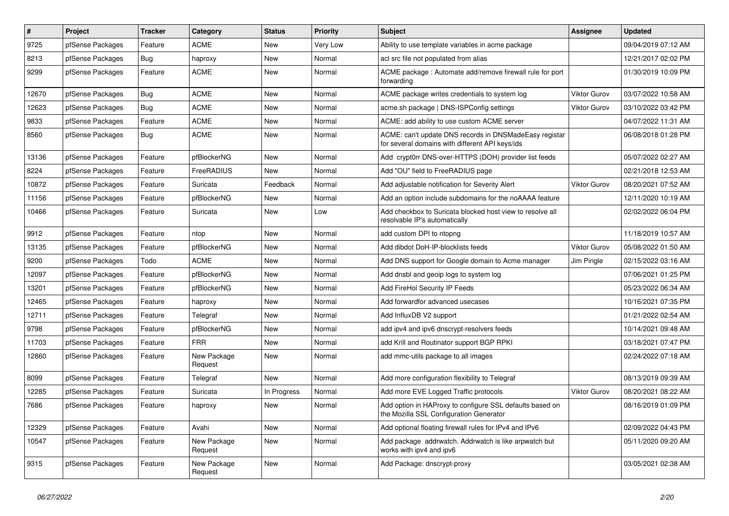| # | Project | Tracker | Category | Status | Priority | Subject | Assignee | Updated |
|---|---|---|---|---|---|---|---|---|
| 9725 | pfSense Packages | Feature | ACME | New | Very Low | Ability to use template variables in acme package | | 09/04/2019 07:12 AM |
| 8213 | pfSense Packages | Bug | haproxy | New | Normal | acl src file not populated from alias | | 12/21/2017 02:02 PM |
| 9299 | pfSense Packages | Feature | ACME | New | Normal | ACME package : Automate add/remove firewall rule for port forwarding | | 01/30/2019 10:09 PM |
| 12670 | pfSense Packages | Bug | ACME | New | Normal | ACME package writes credentials to system log | Viktor Gurov | 03/07/2022 10:58 AM |
| 12623 | pfSense Packages | Bug | ACME | New | Normal | acme.sh package \| DNS-ISPConfig settings | Viktor Gurov | 03/10/2022 03:42 PM |
| 9833 | pfSense Packages | Feature | ACME | New | Normal | ACME: add ability to use custom ACME server | | 04/07/2022 11:31 AM |
| 8560 | pfSense Packages | Bug | ACME | New | Normal | ACME: can't update DNS records in DNSMadeEasy registar for several domains with different API keys/ids | | 06/08/2018 01:28 PM |
| 13136 | pfSense Packages | Feature | pfBlockerNG | New | Normal | Add crypt0rr DNS-over-HTTPS (DOH) provider list feeds | | 05/07/2022 02:27 AM |
| 8224 | pfSense Packages | Feature | FreeRADIUS | New | Normal | Add "OU" field to FreeRADIUS page | | 02/21/2018 12:53 AM |
| 10872 | pfSense Packages | Feature | Suricata | Feedback | Normal | Add adjustable notification for Severity Alert | Viktor Gurov | 08/20/2021 07:52 AM |
| 11156 | pfSense Packages | Feature | pfBlockerNG | New | Normal | Add an option include subdomains for the noAAAA feature | | 12/11/2020 10:19 AM |
| 10466 | pfSense Packages | Feature | Suricata | New | Low | Add checkbox to Suricata blocked host view to resolve all resolvable IP's automatically | | 02/02/2022 06:04 PM |
| 9912 | pfSense Packages | Feature | ntop | New | Normal | add custom DPI to ntopng | | 11/18/2019 10:57 AM |
| 13135 | pfSense Packages | Feature | pfBlockerNG | New | Normal | Add dibdot DoH-IP-blocklists feeds | Viktor Gurov | 05/08/2022 01:50 AM |
| 9200 | pfSense Packages | Todo | ACME | New | Normal | Add DNS support for Google domain to Acme manager | Jim Pingle | 02/15/2022 03:16 AM |
| 12097 | pfSense Packages | Feature | pfBlockerNG | New | Normal | Add dnsbl and geoip logs to system log | | 07/06/2021 01:25 PM |
| 13201 | pfSense Packages | Feature | pfBlockerNG | New | Normal | Add FireHol Security IP Feeds | | 05/23/2022 06:34 AM |
| 12465 | pfSense Packages | Feature | haproxy | New | Normal | Add forwardfor advanced usecases | | 10/16/2021 07:35 PM |
| 12711 | pfSense Packages | Feature | Telegraf | New | Normal | Add InfluxDB V2 support | | 01/21/2022 02:54 AM |
| 9798 | pfSense Packages | Feature | pfBlockerNG | New | Normal | add ipv4 and ipv6 dnscrypt-resolvers feeds | | 10/14/2021 09:48 AM |
| 11703 | pfSense Packages | Feature | FRR | New | Normal | add Krill and Routinator support BGP RPKI | | 03/18/2021 07:47 PM |
| 12860 | pfSense Packages | Feature | New Package Request | New | Normal | add mmc-utils package to all images | | 02/24/2022 07:18 AM |
| 8099 | pfSense Packages | Feature | Telegraf | New | Normal | Add more configuration flexibility to Telegraf | | 08/13/2019 09:39 AM |
| 12285 | pfSense Packages | Feature | Suricata | In Progress | Normal | Add more EVE Logged Traffic protocols | Viktor Gurov | 08/20/2021 08:22 AM |
| 7686 | pfSense Packages | Feature | haproxy | New | Normal | Add option in HAProxy to configure SSL defaults based on the Mozilla SSL Configuration Generator | | 08/16/2019 01:09 PM |
| 12329 | pfSense Packages | Feature | Avahi | New | Normal | Add optional floating firewall rules for IPv4 and IPv6 | | 02/09/2022 04:43 PM |
| 10547 | pfSense Packages | Feature | New Package Request | New | Normal | Add package addrwatch. Addrwatch is like arpwatch but works with ipv4 and ipv6 | | 05/11/2020 09:20 AM |
| 9315 | pfSense Packages | Feature | New Package Request | New | Normal | Add Package: dnscrypt-proxy | | 03/05/2021 02:38 AM |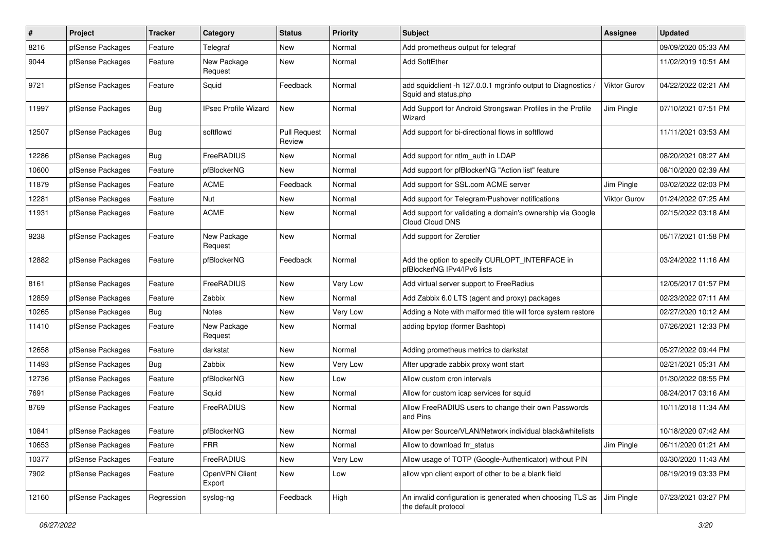| # | Project | Tracker | Category | Status | Priority | Subject | Assignee | Updated |
|---|---|---|---|---|---|---|---|---|
| 8216 | pfSense Packages | Feature | Telegraf | New | Normal | Add prometheus output for telegraf | | 09/09/2020 05:33 AM |
| 9044 | pfSense Packages | Feature | New Package Request | New | Normal | Add SoftEther | | 11/02/2019 10:51 AM |
| 9721 | pfSense Packages | Feature | Squid | Feedback | Normal | add squidclient -h 127.0.0.1 mgr:info output to Diagnostics / Squid and status.php | Viktor Gurov | 04/22/2022 02:21 AM |
| 11997 | pfSense Packages | Bug | IPsec Profile Wizard | New | Normal | Add Support for Android Strongswan Profiles in the Profile Wizard | Jim Pingle | 07/10/2021 07:51 PM |
| 12507 | pfSense Packages | Bug | softflowd | Pull Request Review | Normal | Add support for bi-directional flows in softflowd | | 11/11/2021 03:53 AM |
| 12286 | pfSense Packages | Bug | FreeRADIUS | New | Normal | Add support for ntlm_auth in LDAP | | 08/20/2021 08:27 AM |
| 10600 | pfSense Packages | Feature | pfBlockerNG | New | Normal | Add support for pfBlockerNG "Action list" feature | | 08/10/2020 02:39 AM |
| 11879 | pfSense Packages | Feature | ACME | Feedback | Normal | Add support for SSL.com ACME server | Jim Pingle | 03/02/2022 02:03 PM |
| 12281 | pfSense Packages | Feature | Nut | New | Normal | Add support for Telegram/Pushover notifications | Viktor Gurov | 01/24/2022 07:25 AM |
| 11931 | pfSense Packages | Feature | ACME | New | Normal | Add support for validating a domain's ownership via Google Cloud Cloud DNS | | 02/15/2022 03:18 AM |
| 9238 | pfSense Packages | Feature | New Package Request | New | Normal | Add support for Zerotier | | 05/17/2021 01:58 PM |
| 12882 | pfSense Packages | Feature | pfBlockerNG | Feedback | Normal | Add the option to specify CURLOPT_INTERFACE in pfBlockerNG IPv4/IPv6 lists | | 03/24/2022 11:16 AM |
| 8161 | pfSense Packages | Feature | FreeRADIUS | New | Very Low | Add virtual server support to FreeRadius | | 12/05/2017 01:57 PM |
| 12859 | pfSense Packages | Feature | Zabbix | New | Normal | Add Zabbix 6.0 LTS (agent and proxy) packages | | 02/23/2022 07:11 AM |
| 10265 | pfSense Packages | Bug | Notes | New | Very Low | Adding a Note with malformed title will force system restore | | 02/27/2020 10:12 AM |
| 11410 | pfSense Packages | Feature | New Package Request | New | Normal | adding bpytop (former Bashtop) | | 07/26/2021 12:33 PM |
| 12658 | pfSense Packages | Feature | darkstat | New | Normal | Adding prometheus metrics to darkstat | | 05/27/2022 09:44 PM |
| 11493 | pfSense Packages | Bug | Zabbix | New | Very Low | After upgrade zabbix proxy wont start | | 02/21/2021 05:31 AM |
| 12736 | pfSense Packages | Feature | pfBlockerNG | New | Low | Allow custom cron intervals | | 01/30/2022 08:55 PM |
| 7691 | pfSense Packages | Feature | Squid | New | Normal | Allow for custom icap services for squid | | 08/24/2017 03:16 AM |
| 8769 | pfSense Packages | Feature | FreeRADIUS | New | Normal | Allow FreeRADIUS users to change their own Passwords and Pins | | 10/11/2018 11:34 AM |
| 10841 | pfSense Packages | Feature | pfBlockerNG | New | Normal | Allow per Source/VLAN/Network individual black&whitelists | | 10/18/2020 07:42 AM |
| 10653 | pfSense Packages | Feature | FRR | New | Normal | Allow to download frr_status | Jim Pingle | 06/11/2020 01:21 AM |
| 10377 | pfSense Packages | Feature | FreeRADIUS | New | Very Low | Allow usage of TOTP (Google-Authenticator) without PIN | | 03/30/2020 11:43 AM |
| 7902 | pfSense Packages | Feature | OpenVPN Client Export | New | Low | allow vpn client export of other to be a blank field | | 08/19/2019 03:33 PM |
| 12160 | pfSense Packages | Regression | syslog-ng | Feedback | High | An invalid configuration is generated when choosing TLS as the default protocol | Jim Pingle | 07/23/2021 03:27 PM |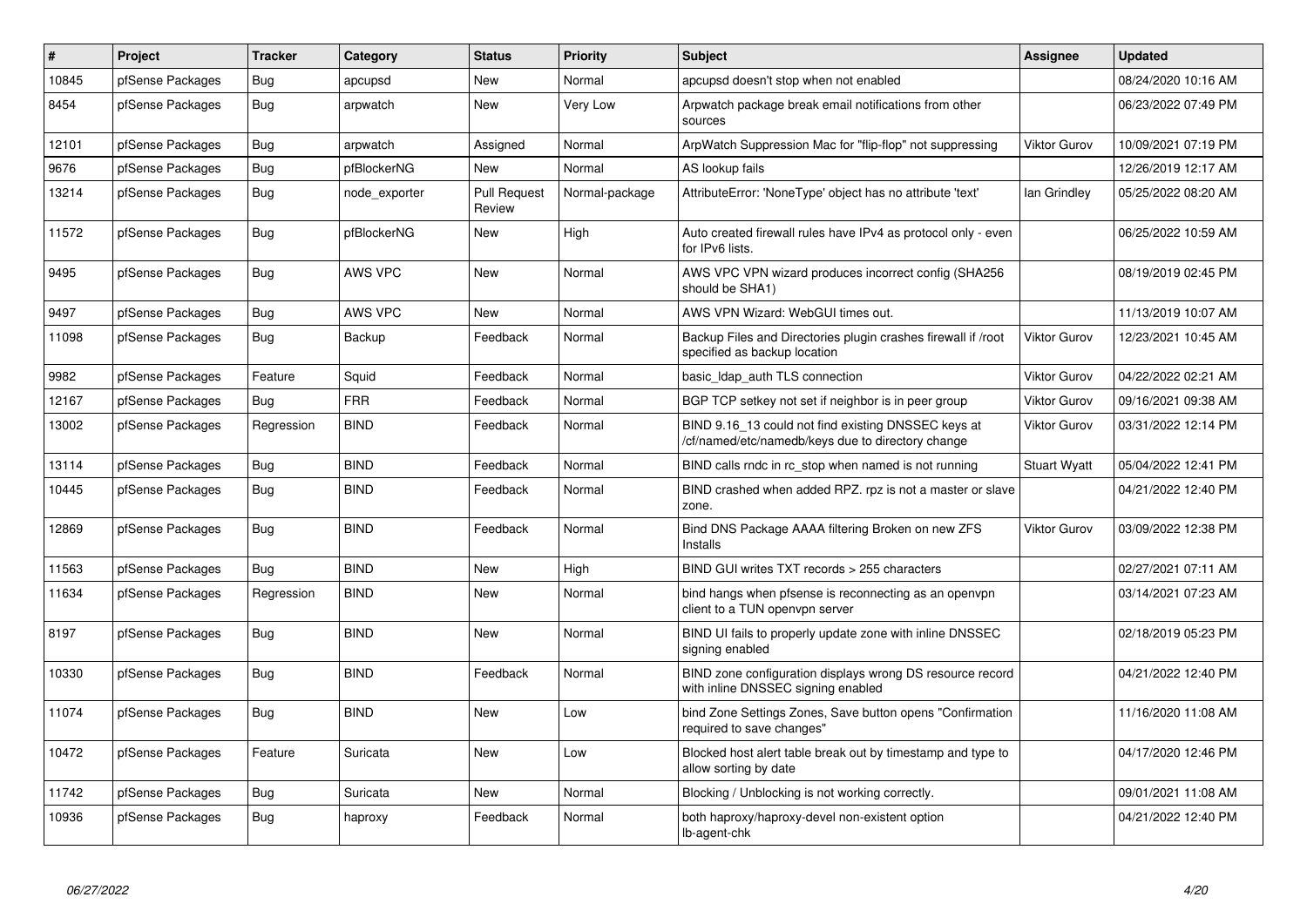| # | Project | Tracker | Category | Status | Priority | Subject | Assignee | Updated |
|---|---|---|---|---|---|---|---|---|
| 10845 | pfSense Packages | Bug | apcupsd | New | Normal | apcupsd doesn't stop when not enabled | | 08/24/2020 10:16 AM |
| 8454 | pfSense Packages | Bug | arpwatch | New | Very Low | Arpwatch package break email notifications from other sources | | 06/23/2022 07:49 PM |
| 12101 | pfSense Packages | Bug | arpwatch | Assigned | Normal | ArpWatch Suppression Mac for "flip-flop" not suppressing | Viktor Gurov | 10/09/2021 07:19 PM |
| 9676 | pfSense Packages | Bug | pfBlockerNG | New | Normal | AS lookup fails | | 12/26/2019 12:17 AM |
| 13214 | pfSense Packages | Bug | node_exporter | Pull Request Review | Normal-package | AttributeError: 'NoneType' object has no attribute 'text' | Ian Grindley | 05/25/2022 08:20 AM |
| 11572 | pfSense Packages | Bug | pfBlockerNG | New | High | Auto created firewall rules have IPv4 as protocol only - even for IPv6 lists. | | 06/25/2022 10:59 AM |
| 9495 | pfSense Packages | Bug | AWS VPC | New | Normal | AWS VPC VPN wizard produces incorrect config (SHA256 should be SHA1) | | 08/19/2019 02:45 PM |
| 9497 | pfSense Packages | Bug | AWS VPC | New | Normal | AWS VPN Wizard: WebGUI times out. | | 11/13/2019 10:07 AM |
| 11098 | pfSense Packages | Bug | Backup | Feedback | Normal | Backup Files and Directories plugin crashes firewall if /root specified as backup location | Viktor Gurov | 12/23/2021 10:45 AM |
| 9982 | pfSense Packages | Feature | Squid | Feedback | Normal | basic_ldap_auth TLS connection | Viktor Gurov | 04/22/2022 02:21 AM |
| 12167 | pfSense Packages | Bug | FRR | Feedback | Normal | BGP TCP setkey not set if neighbor is in peer group | Viktor Gurov | 09/16/2021 09:38 AM |
| 13002 | pfSense Packages | Regression | BIND | Feedback | Normal | BIND 9.16_13 could not find existing DNSSEC keys at /cf/named/etc/namedb/keys due to directory change | Viktor Gurov | 03/31/2022 12:14 PM |
| 13114 | pfSense Packages | Bug | BIND | Feedback | Normal | BIND calls rndc in rc_stop when named is not running | Stuart Wyatt | 05/04/2022 12:41 PM |
| 10445 | pfSense Packages | Bug | BIND | Feedback | Normal | BIND crashed when added RPZ. rpz is not a master or slave zone. | | 04/21/2022 12:40 PM |
| 12869 | pfSense Packages | Bug | BIND | Feedback | Normal | Bind DNS Package AAAA filtering Broken on new ZFS Installs | Viktor Gurov | 03/09/2022 12:38 PM |
| 11563 | pfSense Packages | Bug | BIND | New | High | BIND GUI writes TXT records > 255 characters | | 02/27/2021 07:11 AM |
| 11634 | pfSense Packages | Regression | BIND | New | Normal | bind hangs when pfsense is reconnecting as an openvpn client to a TUN openvpn server | | 03/14/2021 07:23 AM |
| 8197 | pfSense Packages | Bug | BIND | New | Normal | BIND UI fails to properly update zone with inline DNSSEC signing enabled | | 02/18/2019 05:23 PM |
| 10330 | pfSense Packages | Bug | BIND | Feedback | Normal | BIND zone configuration displays wrong DS resource record with inline DNSSEC signing enabled | | 04/21/2022 12:40 PM |
| 11074 | pfSense Packages | Bug | BIND | New | Low | bind Zone Settings Zones, Save button opens "Confirmation required to save changes" | | 11/16/2020 11:08 AM |
| 10472 | pfSense Packages | Feature | Suricata | New | Low | Blocked host alert table break out by timestamp and type to allow sorting by date | | 04/17/2020 12:46 PM |
| 11742 | pfSense Packages | Bug | Suricata | New | Normal | Blocking / Unblocking is not working correctly. | | 09/01/2021 11:08 AM |
| 10936 | pfSense Packages | Bug | haproxy | Feedback | Normal | both haproxy/haproxy-devel non-existent option lb-agent-chk | | 04/21/2022 12:40 PM |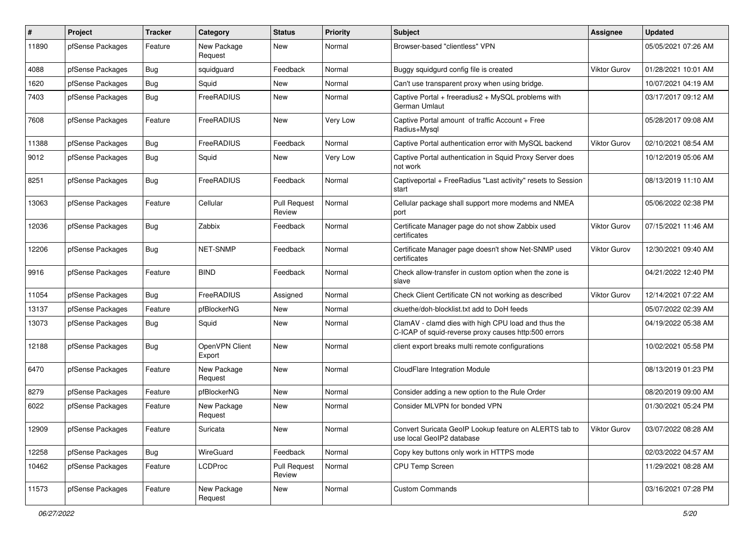| # | Project | Tracker | Category | Status | Priority | Subject | Assignee | Updated |
| --- | --- | --- | --- | --- | --- | --- | --- | --- |
| 11890 | pfSense Packages | Feature | New Package Request | New | Normal | Browser-based "clientless" VPN | | 05/05/2021 07:26 AM |
| 4088 | pfSense Packages | Bug | squidguard | Feedback | Normal | Buggy squidgurd config file is created | Viktor Gurov | 01/28/2021 10:01 AM |
| 1620 | pfSense Packages | Bug | Squid | New | Normal | Can't use transparent proxy when using bridge. | | 10/07/2021 04:19 AM |
| 7403 | pfSense Packages | Bug | FreeRADIUS | New | Normal | Captive Portal + freeradius2 + MySQL problems with German Umlaut | | 03/17/2017 09:12 AM |
| 7608 | pfSense Packages | Feature | FreeRADIUS | New | Very Low | Captive Portal amount of traffic Account + Free Radius+Mysql | | 05/28/2017 09:08 AM |
| 11388 | pfSense Packages | Bug | FreeRADIUS | Feedback | Normal | Captive Portal authentication error with MySQL backend | Viktor Gurov | 02/10/2021 08:54 AM |
| 9012 | pfSense Packages | Bug | Squid | New | Very Low | Captive Portal authentication in Squid Proxy Server does not work | | 10/12/2019 05:06 AM |
| 8251 | pfSense Packages | Bug | FreeRADIUS | Feedback | Normal | Captiveportal + FreeRadius "Last activity" resets to Session start | | 08/13/2019 11:10 AM |
| 13063 | pfSense Packages | Feature | Cellular | Pull Request Review | Normal | Cellular package shall support more modems and NMEA port | | 05/06/2022 02:38 PM |
| 12036 | pfSense Packages | Bug | Zabbix | Feedback | Normal | Certificate Manager page do not show Zabbix used certificates | Viktor Gurov | 07/15/2021 11:46 AM |
| 12206 | pfSense Packages | Bug | NET-SNMP | Feedback | Normal | Certificate Manager page doesn't show Net-SNMP used certificates | Viktor Gurov | 12/30/2021 09:40 AM |
| 9916 | pfSense Packages | Feature | BIND | Feedback | Normal | Check allow-transfer in custom option when the zone is slave | | 04/21/2022 12:40 PM |
| 11054 | pfSense Packages | Bug | FreeRADIUS | Assigned | Normal | Check Client Certificate CN not working as described | Viktor Gurov | 12/14/2021 07:22 AM |
| 13137 | pfSense Packages | Feature | pfBlockerNG | New | Normal | ckuethe/doh-blocklist.txt add to DoH feeds | | 05/07/2022 02:39 AM |
| 13073 | pfSense Packages | Bug | Squid | New | Normal | ClamAV - clamd dies with high CPU load and thus the C-ICAP of squid-reverse proxy causes http:500 errors | | 04/19/2022 05:38 AM |
| 12188 | pfSense Packages | Bug | OpenVPN Client Export | New | Normal | client export breaks multi remote configurations | | 10/02/2021 05:58 PM |
| 6470 | pfSense Packages | Feature | New Package Request | New | Normal | CloudFlare Integration Module | | 08/13/2019 01:23 PM |
| 8279 | pfSense Packages | Feature | pfBlockerNG | New | Normal | Consider adding a new option to the Rule Order | | 08/20/2019 09:00 AM |
| 6022 | pfSense Packages | Feature | New Package Request | New | Normal | Consider MLVPN for bonded VPN | | 01/30/2021 05:24 PM |
| 12909 | pfSense Packages | Feature | Suricata | New | Normal | Convert Suricata GeoIP Lookup feature on ALERTS tab to use local GeoIP2 database | Viktor Gurov | 03/07/2022 08:28 AM |
| 12258 | pfSense Packages | Bug | WireGuard | Feedback | Normal | Copy key buttons only work in HTTPS mode | | 02/03/2022 04:57 AM |
| 10462 | pfSense Packages | Feature | LCDProc | Pull Request Review | Normal | CPU Temp Screen | | 11/29/2021 08:28 AM |
| 11573 | pfSense Packages | Feature | New Package Request | New | Normal | Custom Commands | | 03/16/2021 07:28 PM |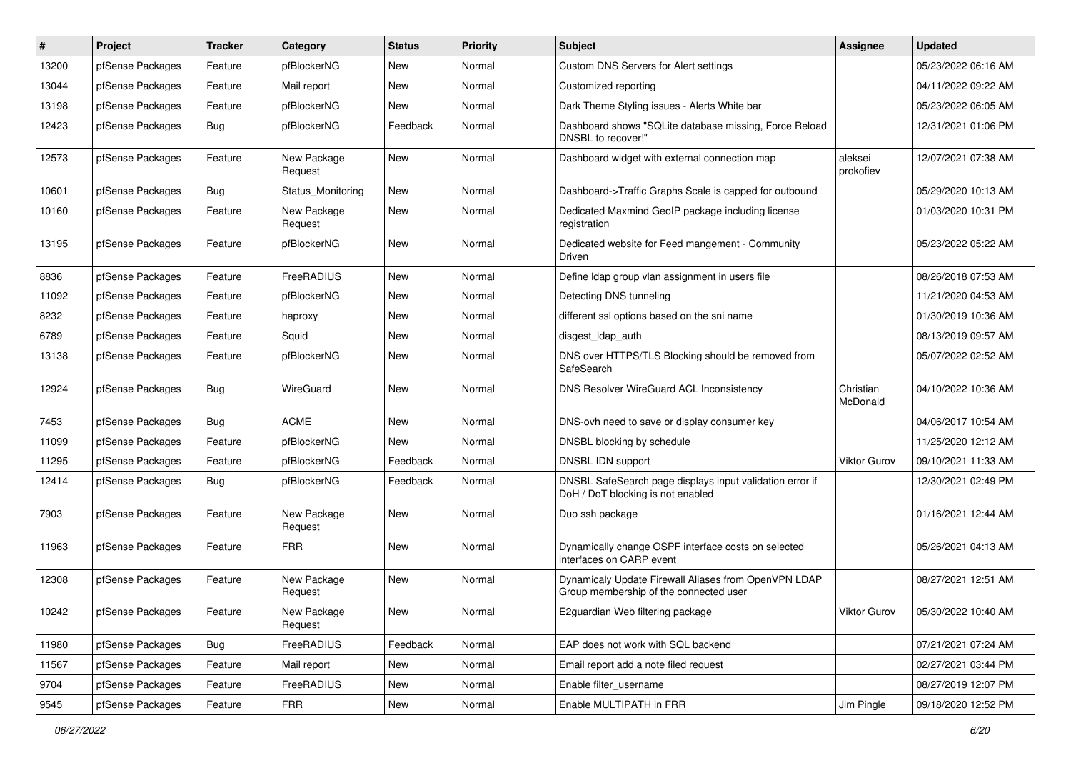| # | Project | Tracker | Category | Status | Priority | Subject | Assignee | Updated |
|---|---|---|---|---|---|---|---|---|
| 13200 | pfSense Packages | Feature | pfBlockerNG | New | Normal | Custom DNS Servers for Alert settings | | 05/23/2022 06:16 AM |
| 13044 | pfSense Packages | Feature | Mail report | New | Normal | Customized reporting | | 04/11/2022 09:22 AM |
| 13198 | pfSense Packages | Feature | pfBlockerNG | New | Normal | Dark Theme Styling issues - Alerts White bar | | 05/23/2022 06:05 AM |
| 12423 | pfSense Packages | Bug | pfBlockerNG | Feedback | Normal | Dashboard shows "SQLite database missing, Force Reload DNSBL to recover!" | | 12/31/2021 01:06 PM |
| 12573 | pfSense Packages | Feature | New Package Request | New | Normal | Dashboard widget with external connection map | aleksei prokofiev | 12/07/2021 07:38 AM |
| 10601 | pfSense Packages | Bug | Status_Monitoring | New | Normal | Dashboard->Traffic Graphs Scale is capped for outbound | | 05/29/2020 10:13 AM |
| 10160 | pfSense Packages | Feature | New Package Request | New | Normal | Dedicated Maxmind GeoIP package including license registration | | 01/03/2020 10:31 PM |
| 13195 | pfSense Packages | Feature | pfBlockerNG | New | Normal | Dedicated website for Feed mangement - Community Driven | | 05/23/2022 05:22 AM |
| 8836 | pfSense Packages | Feature | FreeRADIUS | New | Normal | Define ldap group vlan assignment in users file | | 08/26/2018 07:53 AM |
| 11092 | pfSense Packages | Feature | pfBlockerNG | New | Normal | Detecting DNS tunneling | | 11/21/2020 04:53 AM |
| 8232 | pfSense Packages | Feature | haproxy | New | Normal | different ssl options based on the sni name | | 01/30/2019 10:36 AM |
| 6789 | pfSense Packages | Feature | Squid | New | Normal | disgest_ldap_auth | | 08/13/2019 09:57 AM |
| 13138 | pfSense Packages | Feature | pfBlockerNG | New | Normal | DNS over HTTPS/TLS Blocking should be removed from SafeSearch | | 05/07/2022 02:52 AM |
| 12924 | pfSense Packages | Bug | WireGuard | New | Normal | DNS Resolver WireGuard ACL Inconsistency | Christian McDonald | 04/10/2022 10:36 AM |
| 7453 | pfSense Packages | Bug | ACME | New | Normal | DNS-ovh need to save or display consumer key | | 04/06/2017 10:54 AM |
| 11099 | pfSense Packages | Feature | pfBlockerNG | New | Normal | DNSBL blocking by schedule | | 11/25/2020 12:12 AM |
| 11295 | pfSense Packages | Feature | pfBlockerNG | Feedback | Normal | DNSBL IDN support | Viktor Gurov | 09/10/2021 11:33 AM |
| 12414 | pfSense Packages | Bug | pfBlockerNG | Feedback | Normal | DNSBL SafeSearch page displays input validation error if DoH / DoT blocking is not enabled | | 12/30/2021 02:49 PM |
| 7903 | pfSense Packages | Feature | New Package Request | New | Normal | Duo ssh package | | 01/16/2021 12:44 AM |
| 11963 | pfSense Packages | Feature | FRR | New | Normal | Dynamically change OSPF interface costs on selected interfaces on CARP event | | 05/26/2021 04:13 AM |
| 12308 | pfSense Packages | Feature | New Package Request | New | Normal | Dynamicaly Update Firewall Aliases from OpenVPN LDAP Group membership of the connected user | | 08/27/2021 12:51 AM |
| 10242 | pfSense Packages | Feature | New Package Request | New | Normal | E2guardian Web filtering package | Viktor Gurov | 05/30/2022 10:40 AM |
| 11980 | pfSense Packages | Bug | FreeRADIUS | Feedback | Normal | EAP does not work with SQL backend | | 07/21/2021 07:24 AM |
| 11567 | pfSense Packages | Feature | Mail report | New | Normal | Email report add a note filed request | | 02/27/2021 03:44 PM |
| 9704 | pfSense Packages | Feature | FreeRADIUS | New | Normal | Enable filter_username | | 08/27/2019 12:07 PM |
| 9545 | pfSense Packages | Feature | FRR | New | Normal | Enable MULTIPATH in FRR | Jim Pingle | 09/18/2020 12:52 PM |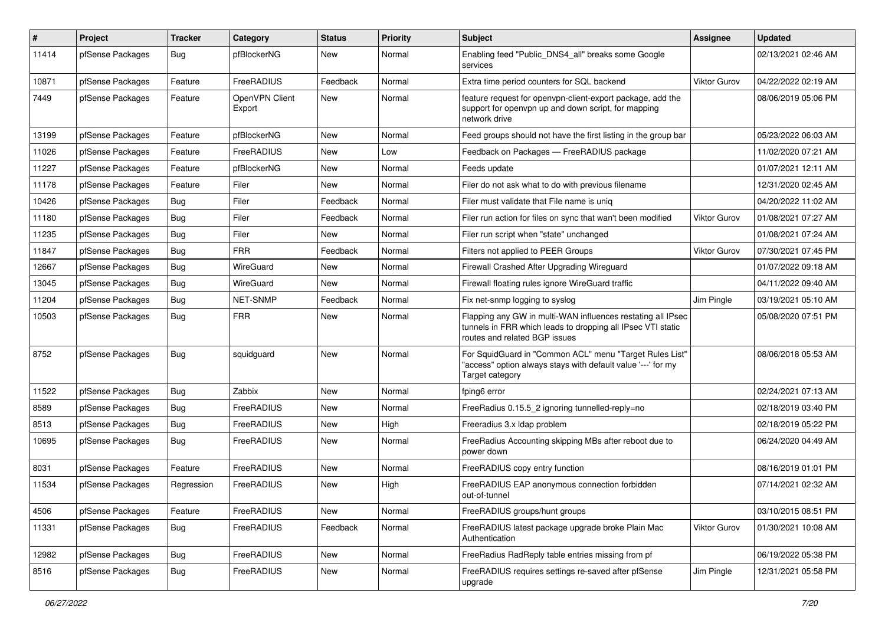| # | Project | Tracker | Category | Status | Priority | Subject | Assignee | Updated |
|---|---|---|---|---|---|---|---|---|
| 11414 | pfSense Packages | Bug | pfBlockerNG | New | Normal | Enabling feed "Public_DNS4_all" breaks some Google services | | 02/13/2021 02:46 AM |
| 10871 | pfSense Packages | Feature | FreeRADIUS | Feedback | Normal | Extra time period counters for SQL backend | Viktor Gurov | 04/22/2022 02:19 AM |
| 7449 | pfSense Packages | Feature | OpenVPN Client Export | New | Normal | feature request for openvpn-client-export package, add the support for openvpn up and down script, for mapping network drive | | 08/06/2019 05:06 PM |
| 13199 | pfSense Packages | Feature | pfBlockerNG | New | Normal | Feed groups should not have the first listing in the group bar | | 05/23/2022 06:03 AM |
| 11026 | pfSense Packages | Feature | FreeRADIUS | New | Low | Feedback on Packages — FreeRADIUS package | | 11/02/2020 07:21 AM |
| 11227 | pfSense Packages | Feature | pfBlockerNG | New | Normal | Feeds update | | 01/07/2021 12:11 AM |
| 11178 | pfSense Packages | Feature | Filer | New | Normal | Filer do not ask what to do with previous filename | | 12/31/2020 02:45 AM |
| 10426 | pfSense Packages | Bug | Filer | Feedback | Normal | Filer must validate that File name is uniq | | 04/20/2022 11:02 AM |
| 11180 | pfSense Packages | Bug | Filer | Feedback | Normal | Filer run action for files on sync that wan't been modified | Viktor Gurov | 01/08/2021 07:27 AM |
| 11235 | pfSense Packages | Bug | Filer | New | Normal | Filer run script when "state" unchanged | | 01/08/2021 07:24 AM |
| 11847 | pfSense Packages | Bug | FRR | Feedback | Normal | Filters not applied to PEER Groups | Viktor Gurov | 07/30/2021 07:45 PM |
| 12667 | pfSense Packages | Bug | WireGuard | New | Normal | Firewall Crashed After Upgrading Wireguard | | 01/07/2022 09:18 AM |
| 13045 | pfSense Packages | Bug | WireGuard | New | Normal | Firewall floating rules ignore WireGuard traffic | | 04/11/2022 09:40 AM |
| 11204 | pfSense Packages | Bug | NET-SNMP | Feedback | Normal | Fix net-snmp logging to syslog | Jim Pingle | 03/19/2021 05:10 AM |
| 10503 | pfSense Packages | Bug | FRR | New | Normal | Flapping any GW in multi-WAN influences restating all IPsec tunnels in FRR which leads to dropping all IPsec VTI static routes and related BGP issues | | 05/08/2020 07:51 PM |
| 8752 | pfSense Packages | Bug | squidguard | New | Normal | For SquidGuard in "Common ACL" menu "Target Rules List" "access" option always stays with default value '---' for my Target category | | 08/06/2018 05:53 AM |
| 11522 | pfSense Packages | Bug | Zabbix | New | Normal | fping6 error | | 02/24/2021 07:13 AM |
| 8589 | pfSense Packages | Bug | FreeRADIUS | New | Normal | FreeRadius 0.15.5_2 ignoring tunnelled-reply=no | | 02/18/2019 03:40 PM |
| 8513 | pfSense Packages | Bug | FreeRADIUS | New | High | Freeradius 3.x ldap problem | | 02/18/2019 05:22 PM |
| 10695 | pfSense Packages | Bug | FreeRADIUS | New | Normal | FreeRadius Accounting skipping MBs after reboot due to power down | | 06/24/2020 04:49 AM |
| 8031 | pfSense Packages | Feature | FreeRADIUS | New | Normal | FreeRADIUS copy entry function | | 08/16/2019 01:01 PM |
| 11534 | pfSense Packages | Regression | FreeRADIUS | New | High | FreeRADIUS EAP anonymous connection forbidden out-of-tunnel | | 07/14/2021 02:32 AM |
| 4506 | pfSense Packages | Feature | FreeRADIUS | New | Normal | FreeRADIUS groups/hunt groups | | 03/10/2015 08:51 PM |
| 11331 | pfSense Packages | Bug | FreeRADIUS | Feedback | Normal | FreeRADIUS latest package upgrade broke Plain Mac Authentication | Viktor Gurov | 01/30/2021 10:08 AM |
| 12982 | pfSense Packages | Bug | FreeRADIUS | New | Normal | FreeRadius RadReply table entries missing from pf | | 06/19/2022 05:38 PM |
| 8516 | pfSense Packages | Bug | FreeRADIUS | New | Normal | FreeRADIUS requires settings re-saved after pfSense upgrade | Jim Pingle | 12/31/2021 05:58 PM |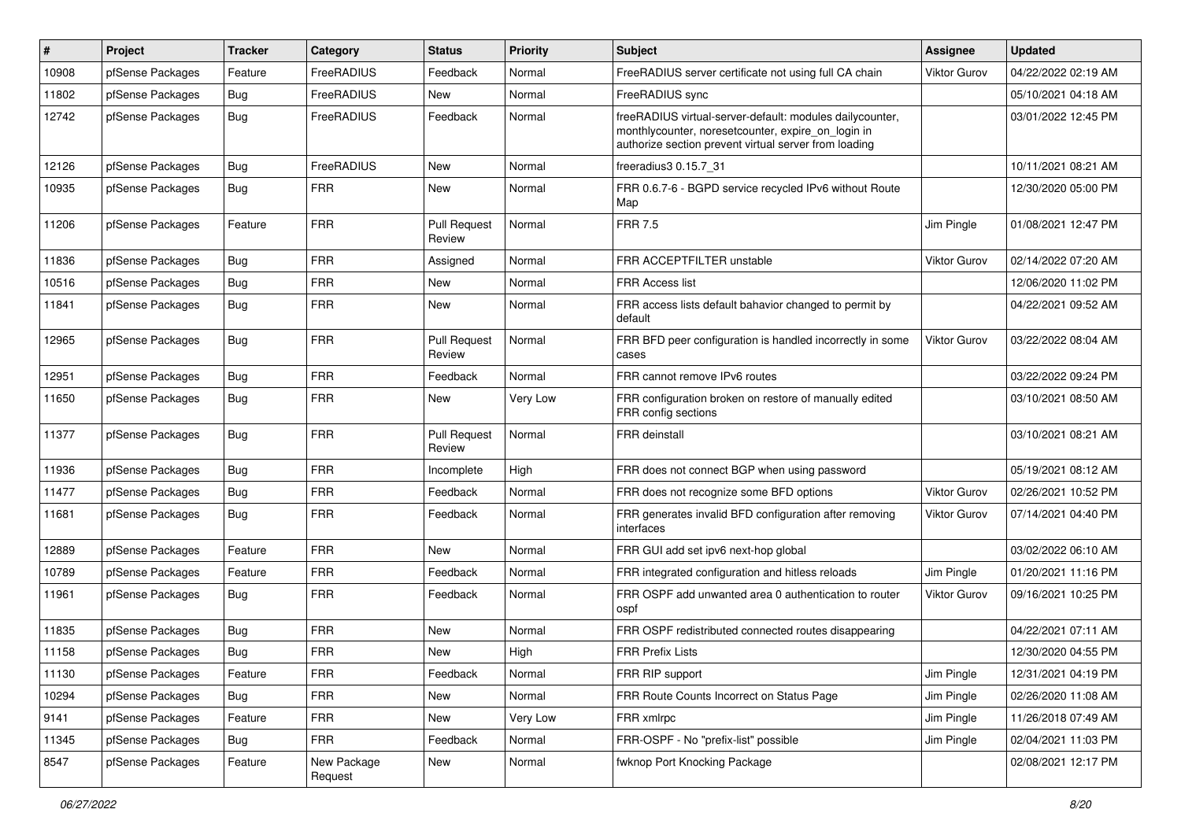| # | Project | Tracker | Category | Status | Priority | Subject | Assignee | Updated |
|---|---|---|---|---|---|---|---|---|
| 10908 | pfSense Packages | Feature | FreeRADIUS | Feedback | Normal | FreeRADIUS server certificate not using full CA chain | Viktor Gurov | 04/22/2022 02:19 AM |
| 11802 | pfSense Packages | Bug | FreeRADIUS | New | Normal | FreeRADIUS sync | | 05/10/2021 04:18 AM |
| 12742 | pfSense Packages | Bug | FreeRADIUS | Feedback | Normal | freeRADIUS virtual-server-default: modules dailycounter, monthlycounter, noresetcounter, expire_on_login in authorize section prevent virtual server from loading | | 03/01/2022 12:45 PM |
| 12126 | pfSense Packages | Bug | FreeRADIUS | New | Normal | freeradius3 0.15.7_31 | | 10/11/2021 08:21 AM |
| 10935 | pfSense Packages | Bug | FRR | New | Normal | FRR 0.6.7-6 - BGPD service recycled IPv6 without Route Map | | 12/30/2020 05:00 PM |
| 11206 | pfSense Packages | Feature | FRR | Pull Request Review | Normal | FRR 7.5 | Jim Pingle | 01/08/2021 12:47 PM |
| 11836 | pfSense Packages | Bug | FRR | Assigned | Normal | FRR ACCEPTFILTER unstable | Viktor Gurov | 02/14/2022 07:20 AM |
| 10516 | pfSense Packages | Bug | FRR | New | Normal | FRR Access list | | 12/06/2020 11:02 PM |
| 11841 | pfSense Packages | Bug | FRR | New | Normal | FRR access lists default bahavior changed to permit by default | | 04/22/2021 09:52 AM |
| 12965 | pfSense Packages | Bug | FRR | Pull Request Review | Normal | FRR BFD peer configuration is handled incorrectly in some cases | Viktor Gurov | 03/22/2022 08:04 AM |
| 12951 | pfSense Packages | Bug | FRR | Feedback | Normal | FRR cannot remove IPv6 routes | | 03/22/2022 09:24 PM |
| 11650 | pfSense Packages | Bug | FRR | New | Very Low | FRR configuration broken on restore of manually edited FRR config sections | | 03/10/2021 08:50 AM |
| 11377 | pfSense Packages | Bug | FRR | Pull Request Review | Normal | FRR deinstall | | 03/10/2021 08:21 AM |
| 11936 | pfSense Packages | Bug | FRR | Incomplete | High | FRR does not connect BGP when using password | | 05/19/2021 08:12 AM |
| 11477 | pfSense Packages | Bug | FRR | Feedback | Normal | FRR does not recognize some BFD options | Viktor Gurov | 02/26/2021 10:52 PM |
| 11681 | pfSense Packages | Bug | FRR | Feedback | Normal | FRR generates invalid BFD configuration after removing interfaces | Viktor Gurov | 07/14/2021 04:40 PM |
| 12889 | pfSense Packages | Feature | FRR | New | Normal | FRR GUI add set ipv6 next-hop global | | 03/02/2022 06:10 AM |
| 10789 | pfSense Packages | Feature | FRR | Feedback | Normal | FRR integrated configuration and hitless reloads | Jim Pingle | 01/20/2021 11:16 PM |
| 11961 | pfSense Packages | Bug | FRR | Feedback | Normal | FRR OSPF add unwanted area 0 authentication to router ospf | Viktor Gurov | 09/16/2021 10:25 PM |
| 11835 | pfSense Packages | Bug | FRR | New | Normal | FRR OSPF redistributed connected routes disappearing | | 04/22/2021 07:11 AM |
| 11158 | pfSense Packages | Bug | FRR | New | High | FRR Prefix Lists | | 12/30/2020 04:55 PM |
| 11130 | pfSense Packages | Feature | FRR | Feedback | Normal | FRR RIP support | Jim Pingle | 12/31/2021 04:19 PM |
| 10294 | pfSense Packages | Bug | FRR | New | Normal | FRR Route Counts Incorrect on Status Page | Jim Pingle | 02/26/2020 11:08 AM |
| 9141 | pfSense Packages | Feature | FRR | New | Very Low | FRR xmlrpc | Jim Pingle | 11/26/2018 07:49 AM |
| 11345 | pfSense Packages | Bug | FRR | Feedback | Normal | FRR-OSPF - No "prefix-list" possible | Jim Pingle | 02/04/2021 11:03 PM |
| 8547 | pfSense Packages | Feature | New Package Request | New | Normal | fwknop Port Knocking Package | | 02/08/2021 12:17 PM |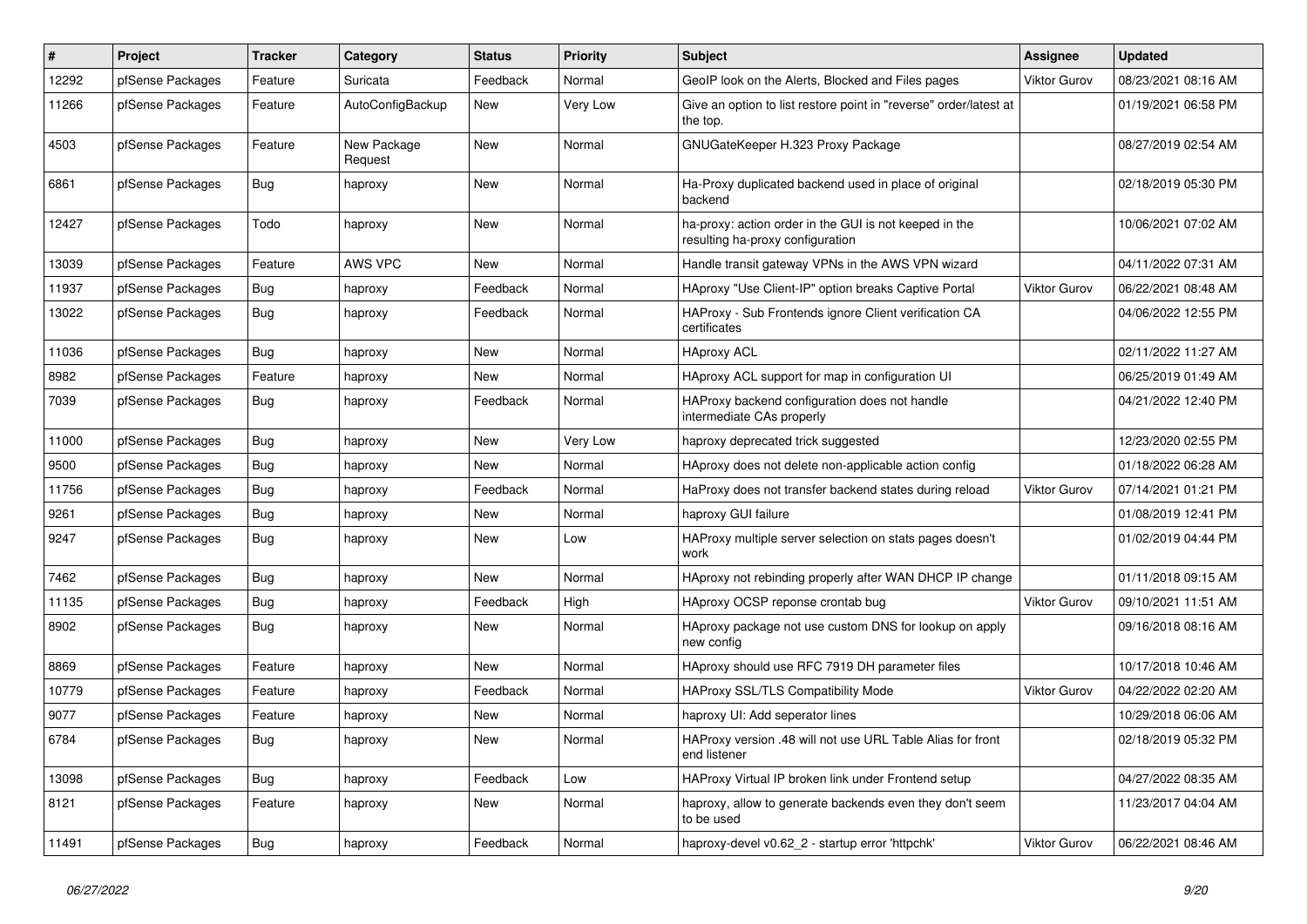| # | Project | Tracker | Category | Status | Priority | Subject | Assignee | Updated |
|---|---|---|---|---|---|---|---|---|
| 12292 | pfSense Packages | Feature | Suricata | Feedback | Normal | GeoIP look on the Alerts, Blocked and Files pages | Viktor Gurov | 08/23/2021 08:16 AM |
| 11266 | pfSense Packages | Feature | AutoConfigBackup | New | Very Low | Give an option to list restore point in "reverse" order/latest at the top. | | 01/19/2021 06:58 PM |
| 4503 | pfSense Packages | Feature | New Package Request | New | Normal | GNUGateKeeper H.323 Proxy Package | | 08/27/2019 02:54 AM |
| 6861 | pfSense Packages | Bug | haproxy | New | Normal | Ha-Proxy duplicated backend used in place of original backend | | 02/18/2019 05:30 PM |
| 12427 | pfSense Packages | Todo | haproxy | New | Normal | ha-proxy: action order in the GUI is not keeped in the resulting ha-proxy configuration | | 10/06/2021 07:02 AM |
| 13039 | pfSense Packages | Feature | AWS VPC | New | Normal | Handle transit gateway VPNs in the AWS VPN wizard | | 04/11/2022 07:31 AM |
| 11937 | pfSense Packages | Bug | haproxy | Feedback | Normal | HAproxy "Use Client-IP" option breaks Captive Portal | Viktor Gurov | 06/22/2021 08:48 AM |
| 13022 | pfSense Packages | Bug | haproxy | Feedback | Normal | HAProxy - Sub Frontends ignore Client verification CA certificates | | 04/06/2022 12:55 PM |
| 11036 | pfSense Packages | Bug | haproxy | New | Normal | HAproxy ACL | | 02/11/2022 11:27 AM |
| 8982 | pfSense Packages | Feature | haproxy | New | Normal | HAproxy ACL support for map in configuration UI | | 06/25/2019 01:49 AM |
| 7039 | pfSense Packages | Bug | haproxy | Feedback | Normal | HAProxy backend configuration does not handle intermediate CAs properly | | 04/21/2022 12:40 PM |
| 11000 | pfSense Packages | Bug | haproxy | New | Very Low | haproxy deprecated trick suggested | | 12/23/2020 02:55 PM |
| 9500 | pfSense Packages | Bug | haproxy | New | Normal | HAproxy does not delete non-applicable action config | | 01/18/2022 06:28 AM |
| 11756 | pfSense Packages | Bug | haproxy | Feedback | Normal | HaProxy does not transfer backend states during reload | Viktor Gurov | 07/14/2021 01:21 PM |
| 9261 | pfSense Packages | Bug | haproxy | New | Normal | haproxy GUI failure | | 01/08/2019 12:41 PM |
| 9247 | pfSense Packages | Bug | haproxy | New | Low | HAProxy multiple server selection on stats pages doesn't work | | 01/02/2019 04:44 PM |
| 7462 | pfSense Packages | Bug | haproxy | New | Normal | HAproxy not rebinding properly after WAN DHCP IP change | | 01/11/2018 09:15 AM |
| 11135 | pfSense Packages | Bug | haproxy | Feedback | High | HAproxy OCSP reponse crontab bug | Viktor Gurov | 09/10/2021 11:51 AM |
| 8902 | pfSense Packages | Bug | haproxy | New | Normal | HAproxy package not use custom DNS for lookup on apply new config | | 09/16/2018 08:16 AM |
| 8869 | pfSense Packages | Feature | haproxy | New | Normal | HAproxy should use RFC 7919 DH parameter files | | 10/17/2018 10:46 AM |
| 10779 | pfSense Packages | Feature | haproxy | Feedback | Normal | HAProxy SSL/TLS Compatibility Mode | Viktor Gurov | 04/22/2022 02:20 AM |
| 9077 | pfSense Packages | Feature | haproxy | New | Normal | haproxy UI: Add seperator lines | | 10/29/2018 06:06 AM |
| 6784 | pfSense Packages | Bug | haproxy | New | Normal | HAProxy version .48 will not use URL Table Alias for front end listener | | 02/18/2019 05:32 PM |
| 13098 | pfSense Packages | Bug | haproxy | Feedback | Low | HAProxy Virtual IP broken link under Frontend setup | | 04/27/2022 08:35 AM |
| 8121 | pfSense Packages | Feature | haproxy | New | Normal | haproxy, allow to generate backends even they don't seem to be used | | 11/23/2017 04:04 AM |
| 11491 | pfSense Packages | Bug | haproxy | Feedback | Normal | haproxy-devel v0.62_2 - startup error 'httpchk' | Viktor Gurov | 06/22/2021 08:46 AM |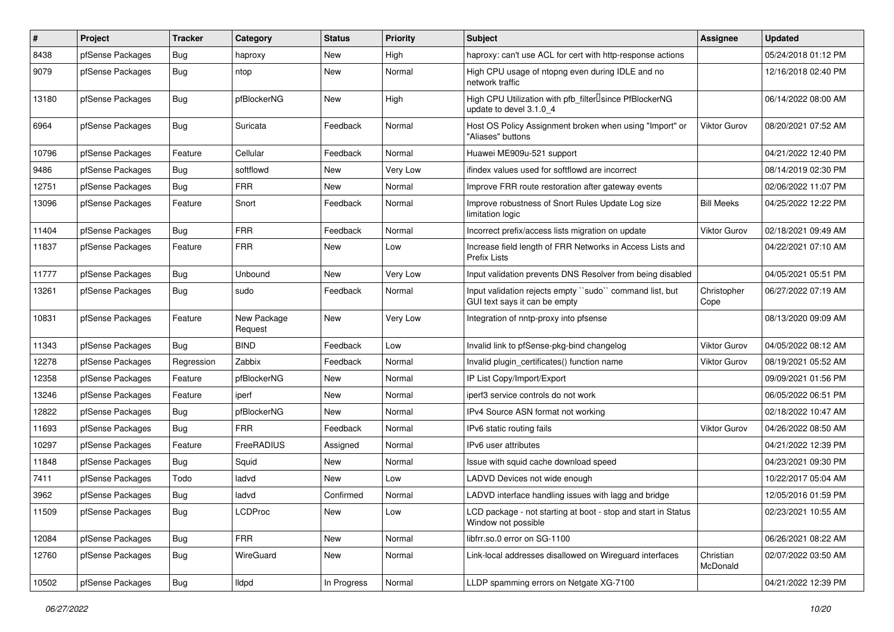| # | Project | Tracker | Category | Status | Priority | Subject | Assignee | Updated |
|---|---|---|---|---|---|---|---|---|
| 8438 | pfSense Packages | Bug | haproxy | New | High | haproxy: can't use ACL for cert with http-response actions | | 05/24/2018 01:12 PM |
| 9079 | pfSense Packages | Bug | ntop | New | Normal | High CPU usage of ntopng even during IDLE and no network traffic | | 12/16/2018 02:40 PM |
| 13180 | pfSense Packages | Bug | pfBlockerNG | New | High | High CPU Utilization with pfb_filter since PfBlockerNG update to devel 3.1.0_4 | | 06/14/2022 08:00 AM |
| 6964 | pfSense Packages | Bug | Suricata | Feedback | Normal | Host OS Policy Assignment broken when using "Import" or "Aliases" buttons | Viktor Gurov | 08/20/2021 07:52 AM |
| 10796 | pfSense Packages | Feature | Cellular | Feedback | Normal | Huawei ME909u-521 support | | 04/21/2022 12:40 PM |
| 9486 | pfSense Packages | Bug | softflowd | New | Very Low | ifindex values used for softflowd are incorrect | | 08/14/2019 02:30 PM |
| 12751 | pfSense Packages | Bug | FRR | New | Normal | Improve FRR route restoration after gateway events | | 02/06/2022 11:07 PM |
| 13096 | pfSense Packages | Feature | Snort | Feedback | Normal | Improve robustness of Snort Rules Update Log size limitation logic | Bill Meeks | 04/25/2022 12:22 PM |
| 11404 | pfSense Packages | Bug | FRR | Feedback | Normal | Incorrect prefix/access lists migration on update | Viktor Gurov | 02/18/2021 09:49 AM |
| 11837 | pfSense Packages | Feature | FRR | New | Low | Increase field length of FRR Networks in Access Lists and Prefix Lists | | 04/22/2021 07:10 AM |
| 11777 | pfSense Packages | Bug | Unbound | New | Very Low | Input validation prevents DNS Resolver from being disabled | | 04/05/2021 05:51 PM |
| 13261 | pfSense Packages | Bug | sudo | Feedback | Normal | Input validation rejects empty ``sudo`` command list, but GUI text says it can be empty | Christopher Cope | 06/27/2022 07:19 AM |
| 10831 | pfSense Packages | Feature | New Package Request | New | Very Low | Integration of nntp-proxy into pfsense | | 08/13/2020 09:09 AM |
| 11343 | pfSense Packages | Bug | BIND | Feedback | Low | Invalid link to pfSense-pkg-bind changelog | Viktor Gurov | 04/05/2022 08:12 AM |
| 12278 | pfSense Packages | Regression | Zabbix | Feedback | Normal | Invalid plugin_certificates() function name | Viktor Gurov | 08/19/2021 05:52 AM |
| 12358 | pfSense Packages | Feature | pfBlockerNG | New | Normal | IP List Copy/Import/Export | | 09/09/2021 01:56 PM |
| 13246 | pfSense Packages | Feature | iperf | New | Normal | iperf3 service controls do not work | | 06/05/2022 06:51 PM |
| 12822 | pfSense Packages | Bug | pfBlockerNG | New | Normal | IPv4 Source ASN format not working | | 02/18/2022 10:47 AM |
| 11693 | pfSense Packages | Bug | FRR | Feedback | Normal | IPv6 static routing fails | Viktor Gurov | 04/26/2022 08:50 AM |
| 10297 | pfSense Packages | Feature | FreeRADIUS | Assigned | Normal | IPv6 user attributes | | 04/21/2022 12:39 PM |
| 11848 | pfSense Packages | Bug | Squid | New | Normal | Issue with squid cache download speed | | 04/23/2021 09:30 PM |
| 7411 | pfSense Packages | Todo | ladvd | New | Low | LADVD Devices not wide enough | | 10/22/2017 05:04 AM |
| 3962 | pfSense Packages | Bug | ladvd | Confirmed | Normal | LADVD interface handling issues with lagg and bridge | | 12/05/2016 01:59 PM |
| 11509 | pfSense Packages | Bug | LCDProc | New | Low | LCD package - not starting at boot - stop and start in Status Window not possible | | 02/23/2021 10:55 AM |
| 12084 | pfSense Packages | Bug | FRR | New | Normal | libfrr.so.0 error on SG-1100 | | 06/26/2021 08:22 AM |
| 12760 | pfSense Packages | Bug | WireGuard | New | Normal | Link-local addresses disallowed on Wireguard interfaces | Christian McDonald | 02/07/2022 03:50 AM |
| 10502 | pfSense Packages | Bug | lldpd | In Progress | Normal | LLDP spamming errors on Netgate XG-7100 | | 04/21/2022 12:39 PM |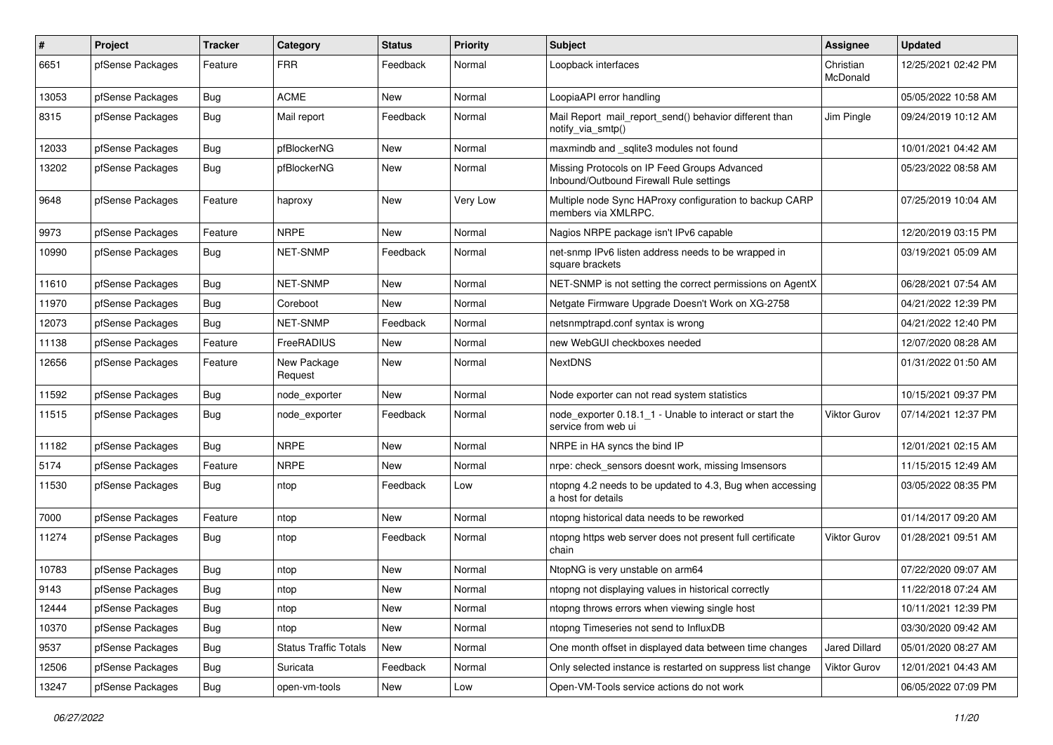| # | Project | Tracker | Category | Status | Priority | Subject | Assignee | Updated |
|---|---|---|---|---|---|---|---|---|
| 6651 | pfSense Packages | Feature | FRR | Feedback | Normal | Loopback interfaces | Christian McDonald | 12/25/2021 02:42 PM |
| 13053 | pfSense Packages | Bug | ACME | New | Normal | LoopiaAPI error handling | | 05/05/2022 10:58 AM |
| 8315 | pfSense Packages | Bug | Mail report | Feedback | Normal | Mail Report mail_report_send() behavior different than notify_via_smtp() | Jim Pingle | 09/24/2019 10:12 AM |
| 12033 | pfSense Packages | Bug | pfBlockerNG | New | Normal | maxmindb and _sqlite3 modules not found | | 10/01/2021 04:42 AM |
| 13202 | pfSense Packages | Bug | pfBlockerNG | New | Normal | Missing Protocols on IP Feed Groups Advanced Inbound/Outbound Firewall Rule settings | | 05/23/2022 08:58 AM |
| 9648 | pfSense Packages | Feature | haproxy | New | Very Low | Multiple node Sync HAProxy configuration to backup CARP members via XMLRPC. | | 07/25/2019 10:04 AM |
| 9973 | pfSense Packages | Feature | NRPE | New | Normal | Nagios NRPE package isn't IPv6 capable | | 12/20/2019 03:15 PM |
| 10990 | pfSense Packages | Bug | NET-SNMP | Feedback | Normal | net-snmp IPv6 listen address needs to be wrapped in square brackets | | 03/19/2021 05:09 AM |
| 11610 | pfSense Packages | Bug | NET-SNMP | New | Normal | NET-SNMP is not setting the correct permissions on AgentX | | 06/28/2021 07:54 AM |
| 11970 | pfSense Packages | Bug | Coreboot | New | Normal | Netgate Firmware Upgrade Doesn't Work on XG-2758 | | 04/21/2022 12:39 PM |
| 12073 | pfSense Packages | Bug | NET-SNMP | Feedback | Normal | netsnmptrapd.conf syntax is wrong | | 04/21/2022 12:40 PM |
| 11138 | pfSense Packages | Feature | FreeRADIUS | New | Normal | new WebGUI checkboxes needed | | 12/07/2020 08:28 AM |
| 12656 | pfSense Packages | Feature | New Package Request | New | Normal | NextDNS | | 01/31/2022 01:50 AM |
| 11592 | pfSense Packages | Bug | node_exporter | New | Normal | Node exporter can not read system statistics | | 10/15/2021 09:37 PM |
| 11515 | pfSense Packages | Bug | node_exporter | Feedback | Normal | node_exporter 0.18.1_1 - Unable to interact or start the service from web ui | Viktor Gurov | 07/14/2021 12:37 PM |
| 11182 | pfSense Packages | Bug | NRPE | New | Normal | NRPE in HA syncs the bind IP | | 12/01/2021 02:15 AM |
| 5174 | pfSense Packages | Feature | NRPE | New | Normal | nrpe: check_sensors doesnt work, missing lmsensors | | 11/15/2015 12:49 AM |
| 11530 | pfSense Packages | Bug | ntop | Feedback | Low | ntopng 4.2 needs to be updated to 4.3, Bug when accessing a host for details | | 03/05/2022 08:35 PM |
| 7000 | pfSense Packages | Feature | ntop | New | Normal | ntopng historical data needs to be reworked | | 01/14/2017 09:20 AM |
| 11274 | pfSense Packages | Bug | ntop | Feedback | Normal | ntopng https web server does not present full certificate chain | Viktor Gurov | 01/28/2021 09:51 AM |
| 10783 | pfSense Packages | Bug | ntop | New | Normal | NtopNG is very unstable on arm64 | | 07/22/2020 09:07 AM |
| 9143 | pfSense Packages | Bug | ntop | New | Normal | ntopng not displaying values in historical correctly | | 11/22/2018 07:24 AM |
| 12444 | pfSense Packages | Bug | ntop | New | Normal | ntopng throws errors when viewing single host | | 10/11/2021 12:39 PM |
| 10370 | pfSense Packages | Bug | ntop | New | Normal | ntopng Timeseries not send to InfluxDB | | 03/30/2020 09:42 AM |
| 9537 | pfSense Packages | Bug | Status Traffic Totals | New | Normal | One month offset in displayed data between time changes | Jared Dillard | 05/01/2020 08:27 AM |
| 12506 | pfSense Packages | Bug | Suricata | Feedback | Normal | Only selected instance is restarted on suppress list change | Viktor Gurov | 12/01/2021 04:43 AM |
| 13247 | pfSense Packages | Bug | open-vm-tools | New | Low | Open-VM-Tools service actions do not work | | 06/05/2022 07:09 PM |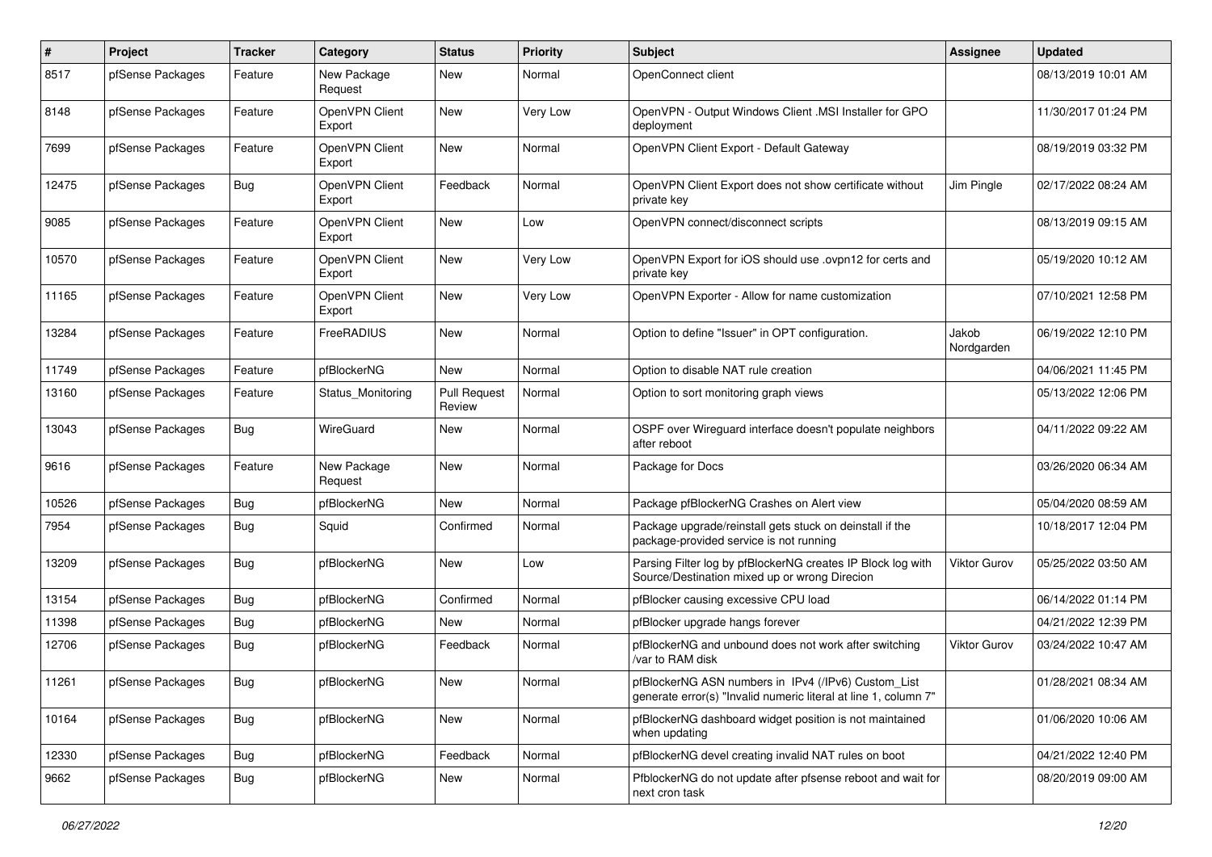| # | Project | Tracker | Category | Status | Priority | Subject | Assignee | Updated |
|---|---|---|---|---|---|---|---|---|
| 8517 | pfSense Packages | Feature | New Package Request | New | Normal | OpenConnect client | | 08/13/2019 10:01 AM |
| 8148 | pfSense Packages | Feature | OpenVPN Client Export | New | Very Low | OpenVPN - Output Windows Client .MSI Installer for GPO deployment | | 11/30/2017 01:24 PM |
| 7699 | pfSense Packages | Feature | OpenVPN Client Export | New | Normal | OpenVPN Client Export - Default Gateway | | 08/19/2019 03:32 PM |
| 12475 | pfSense Packages | Bug | OpenVPN Client Export | Feedback | Normal | OpenVPN Client Export does not show certificate without private key | Jim Pingle | 02/17/2022 08:24 AM |
| 9085 | pfSense Packages | Feature | OpenVPN Client Export | New | Low | OpenVPN connect/disconnect scripts | | 08/13/2019 09:15 AM |
| 10570 | pfSense Packages | Feature | OpenVPN Client Export | New | Very Low | OpenVPN Export for iOS should use .ovpn12 for certs and private key | | 05/19/2020 10:12 AM |
| 11165 | pfSense Packages | Feature | OpenVPN Client Export | New | Very Low | OpenVPN Exporter - Allow for name customization | | 07/10/2021 12:58 PM |
| 13284 | pfSense Packages | Feature | FreeRADIUS | New | Normal | Option to define "Issuer" in OPT configuration. | Jakob Nordgarden | 06/19/2022 12:10 PM |
| 11749 | pfSense Packages | Feature | pfBlockerNG | New | Normal | Option to disable NAT rule creation | | 04/06/2021 11:45 PM |
| 13160 | pfSense Packages | Feature | Status_Monitoring | Pull Request Review | Normal | Option to sort monitoring graph views | | 05/13/2022 12:06 PM |
| 13043 | pfSense Packages | Bug | WireGuard | New | Normal | OSPF over Wireguard interface doesn't populate neighbors after reboot | | 04/11/2022 09:22 AM |
| 9616 | pfSense Packages | Feature | New Package Request | New | Normal | Package for Docs | | 03/26/2020 06:34 AM |
| 10526 | pfSense Packages | Bug | pfBlockerNG | New | Normal | Package pfBlockerNG Crashes on Alert view | | 05/04/2020 08:59 AM |
| 7954 | pfSense Packages | Bug | Squid | Confirmed | Normal | Package upgrade/reinstall gets stuck on deinstall if the package-provided service is not running | | 10/18/2017 12:04 PM |
| 13209 | pfSense Packages | Bug | pfBlockerNG | New | Low | Parsing Filter log by pfBlockerNG creates IP Block log with Source/Destination mixed up or wrong Direcion | Viktor Gurov | 05/25/2022 03:50 AM |
| 13154 | pfSense Packages | Bug | pfBlockerNG | Confirmed | Normal | pfBlocker causing excessive CPU load | | 06/14/2022 01:14 PM |
| 11398 | pfSense Packages | Bug | pfBlockerNG | New | Normal | pfBlocker upgrade hangs forever | | 04/21/2022 12:39 PM |
| 12706 | pfSense Packages | Bug | pfBlockerNG | Feedback | Normal | pfBlockerNG and unbound does not work after switching /var to RAM disk | Viktor Gurov | 03/24/2022 10:47 AM |
| 11261 | pfSense Packages | Bug | pfBlockerNG | New | Normal | pfBlockerNG ASN numbers in IPv4 (/IPv6) Custom_List generate error(s) "Invalid numeric literal at line 1, column 7" | | 01/28/2021 08:34 AM |
| 10164 | pfSense Packages | Bug | pfBlockerNG | New | Normal | pfBlockerNG dashboard widget position is not maintained when updating | | 01/06/2020 10:06 AM |
| 12330 | pfSense Packages | Bug | pfBlockerNG | Feedback | Normal | pfBlockerNG devel creating invalid NAT rules on boot | | 04/21/2022 12:40 PM |
| 9662 | pfSense Packages | Bug | pfBlockerNG | New | Normal | PfblockerNG do not update after pfsense reboot and wait for next cron task | | 08/20/2019 09:00 AM |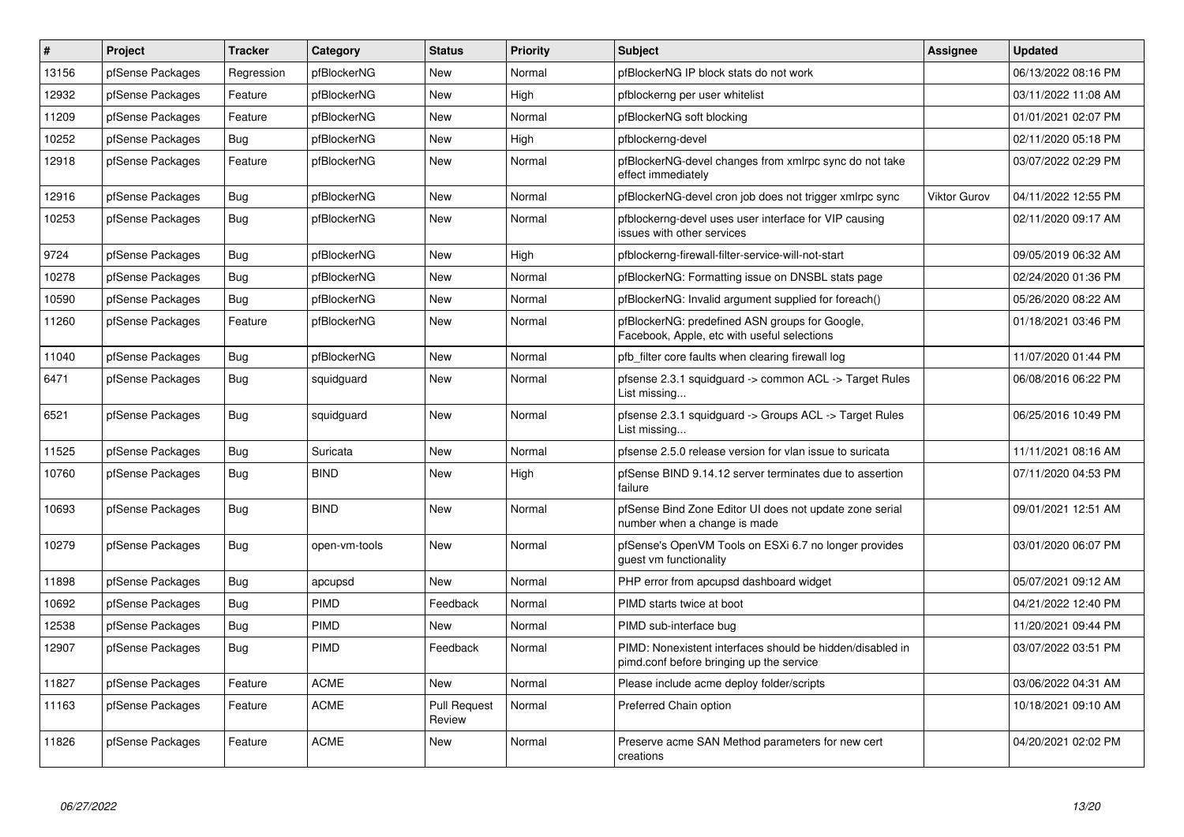| # | Project | Tracker | Category | Status | Priority | Subject | Assignee | Updated |
|---|---|---|---|---|---|---|---|---|
| 13156 | pfSense Packages | Regression | pfBlockerNG | New | Normal | pfBlockerNG IP block stats do not work | | 06/13/2022 08:16 PM |
| 12932 | pfSense Packages | Feature | pfBlockerNG | New | High | pfblockerng per user whitelist | | 03/11/2022 11:08 AM |
| 11209 | pfSense Packages | Feature | pfBlockerNG | New | Normal | pfBlockerNG soft blocking | | 01/01/2021 02:07 PM |
| 10252 | pfSense Packages | Bug | pfBlockerNG | New | High | pfblockerng-devel | | 02/11/2020 05:18 PM |
| 12918 | pfSense Packages | Feature | pfBlockerNG | New | Normal | pfBlockerNG-devel changes from xmlrpc sync do not take effect immediately | | 03/07/2022 02:29 PM |
| 12916 | pfSense Packages | Bug | pfBlockerNG | New | Normal | pfBlockerNG-devel cron job does not trigger xmlrpc sync | Viktor Gurov | 04/11/2022 12:55 PM |
| 10253 | pfSense Packages | Bug | pfBlockerNG | New | Normal | pfblockerng-devel uses user interface for VIP causing issues with other services | | 02/11/2020 09:17 AM |
| 9724 | pfSense Packages | Bug | pfBlockerNG | New | High | pfblockerng-firewall-filter-service-will-not-start | | 09/05/2019 06:32 AM |
| 10278 | pfSense Packages | Bug | pfBlockerNG | New | Normal | pfBlockerNG: Formatting issue on DNSBL stats page | | 02/24/2020 01:36 PM |
| 10590 | pfSense Packages | Bug | pfBlockerNG | New | Normal | pfBlockerNG: Invalid argument supplied for foreach() | | 05/26/2020 08:22 AM |
| 11260 | pfSense Packages | Feature | pfBlockerNG | New | Normal | pfBlockerNG: predefined ASN groups for Google, Facebook, Apple, etc with useful selections | | 01/18/2021 03:46 PM |
| 11040 | pfSense Packages | Bug | pfBlockerNG | New | Normal | pfb_filter core faults when clearing firewall log | | 11/07/2020 01:44 PM |
| 6471 | pfSense Packages | Bug | squidguard | New | Normal | pfsense 2.3.1 squidguard -> common ACL -> Target Rules List missing... | | 06/08/2016 06:22 PM |
| 6521 | pfSense Packages | Bug | squidguard | New | Normal | pfsense 2.3.1 squidguard -> Groups ACL -> Target Rules List missing... | | 06/25/2016 10:49 PM |
| 11525 | pfSense Packages | Bug | Suricata | New | Normal | pfsense 2.5.0 release version for vlan issue to suricata | | 11/11/2021 08:16 AM |
| 10760 | pfSense Packages | Bug | BIND | New | High | pfSense BIND 9.14.12 server terminates due to assertion failure | | 07/11/2020 04:53 PM |
| 10693 | pfSense Packages | Bug | BIND | New | Normal | pfSense Bind Zone Editor UI does not update zone serial number when a change is made | | 09/01/2021 12:51 AM |
| 10279 | pfSense Packages | Bug | open-vm-tools | New | Normal | pfSense's OpenVM Tools on ESXi 6.7 no longer provides guest vm functionality | | 03/01/2020 06:07 PM |
| 11898 | pfSense Packages | Bug | apcupsd | New | Normal | PHP error from apcupsd dashboard widget | | 05/07/2021 09:12 AM |
| 10692 | pfSense Packages | Bug | PIMD | Feedback | Normal | PIMD starts twice at boot | | 04/21/2022 12:40 PM |
| 12538 | pfSense Packages | Bug | PIMD | New | Normal | PIMD sub-interface bug | | 11/20/2021 09:44 PM |
| 12907 | pfSense Packages | Bug | PIMD | Feedback | Normal | PIMD: Nonexistent interfaces should be hidden/disabled in pimd.conf before bringing up the service | | 03/07/2022 03:51 PM |
| 11827 | pfSense Packages | Feature | ACME | New | Normal | Please include acme deploy folder/scripts | | 03/06/2022 04:31 AM |
| 11163 | pfSense Packages | Feature | ACME | Pull Request Review | Normal | Preferred Chain option | | 10/18/2021 09:10 AM |
| 11826 | pfSense Packages | Feature | ACME | New | Normal | Preserve acme SAN Method parameters for new cert creations | | 04/20/2021 02:02 PM |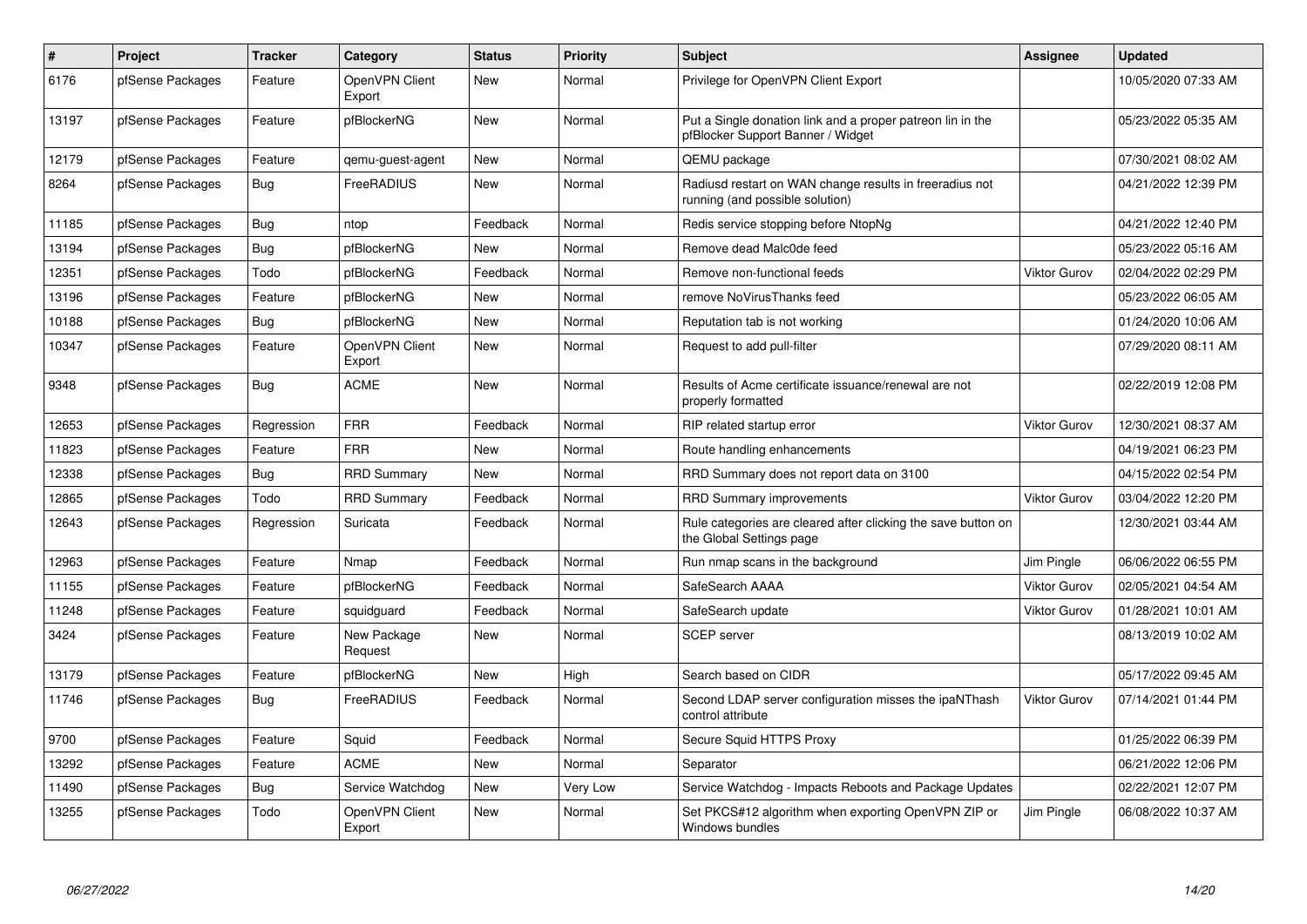| # | Project | Tracker | Category | Status | Priority | Subject | Assignee | Updated |
|---|---|---|---|---|---|---|---|---|
| 6176 | pfSense Packages | Feature | OpenVPN Client Export | New | Normal | Privilege for OpenVPN Client Export | | 10/05/2020 07:33 AM |
| 13197 | pfSense Packages | Feature | pfBlockerNG | New | Normal | Put a Single donation link and a proper patreon lin in the pfBlocker Support Banner / Widget | | 05/23/2022 05:35 AM |
| 12179 | pfSense Packages | Feature | qemu-guest-agent | New | Normal | QEMU package | | 07/30/2021 08:02 AM |
| 8264 | pfSense Packages | Bug | FreeRADIUS | New | Normal | Radiusd restart on WAN change results in freeradius not running (and possible solution) | | 04/21/2022 12:39 PM |
| 11185 | pfSense Packages | Bug | ntop | Feedback | Normal | Redis service stopping before NtopNg | | 04/21/2022 12:40 PM |
| 13194 | pfSense Packages | Bug | pfBlockerNG | New | Normal | Remove dead Malc0de feed | | 05/23/2022 05:16 AM |
| 12351 | pfSense Packages | Todo | pfBlockerNG | Feedback | Normal | Remove non-functional feeds | Viktor Gurov | 02/04/2022 02:29 PM |
| 13196 | pfSense Packages | Feature | pfBlockerNG | New | Normal | remove NoVirusThanks feed | | 05/23/2022 06:05 AM |
| 10188 | pfSense Packages | Bug | pfBlockerNG | New | Normal | Reputation tab is not working | | 01/24/2020 10:06 AM |
| 10347 | pfSense Packages | Feature | OpenVPN Client Export | New | Normal | Request to add pull-filter | | 07/29/2020 08:11 AM |
| 9348 | pfSense Packages | Bug | ACME | New | Normal | Results of Acme certificate issuance/renewal are not properly formatted | | 02/22/2019 12:08 PM |
| 12653 | pfSense Packages | Regression | FRR | Feedback | Normal | RIP related startup error | Viktor Gurov | 12/30/2021 08:37 AM |
| 11823 | pfSense Packages | Feature | FRR | New | Normal | Route handling enhancements | | 04/19/2021 06:23 PM |
| 12338 | pfSense Packages | Bug | RRD Summary | New | Normal | RRD Summary does not report data on 3100 | | 04/15/2022 02:54 PM |
| 12865 | pfSense Packages | Todo | RRD Summary | Feedback | Normal | RRD Summary improvements | Viktor Gurov | 03/04/2022 12:20 PM |
| 12643 | pfSense Packages | Regression | Suricata | Feedback | Normal | Rule categories are cleared after clicking the save button on the Global Settings page | | 12/30/2021 03:44 AM |
| 12963 | pfSense Packages | Feature | Nmap | Feedback | Normal | Run nmap scans in the background | Jim Pingle | 06/06/2022 06:55 PM |
| 11155 | pfSense Packages | Feature | pfBlockerNG | Feedback | Normal | SafeSearch AAAA | Viktor Gurov | 02/05/2021 04:54 AM |
| 11248 | pfSense Packages | Feature | squidguard | Feedback | Normal | SafeSearch update | Viktor Gurov | 01/28/2021 10:01 AM |
| 3424 | pfSense Packages | Feature | New Package Request | New | Normal | SCEP server | | 08/13/2019 10:02 AM |
| 13179 | pfSense Packages | Feature | pfBlockerNG | New | High | Search based on CIDR | | 05/17/2022 09:45 AM |
| 11746 | pfSense Packages | Bug | FreeRADIUS | Feedback | Normal | Second LDAP server configuration misses the ipaNThash control attribute | Viktor Gurov | 07/14/2021 01:44 PM |
| 9700 | pfSense Packages | Feature | Squid | Feedback | Normal | Secure Squid HTTPS Proxy | | 01/25/2022 06:39 PM |
| 13292 | pfSense Packages | Feature | ACME | New | Normal | Separator | | 06/21/2022 12:06 PM |
| 11490 | pfSense Packages | Bug | Service Watchdog | New | Very Low | Service Watchdog - Impacts Reboots and Package Updates | | 02/22/2021 12:07 PM |
| 13255 | pfSense Packages | Todo | OpenVPN Client Export | New | Normal | Set PKCS#12 algorithm when exporting OpenVPN ZIP or Windows bundles | Jim Pingle | 06/08/2022 10:37 AM |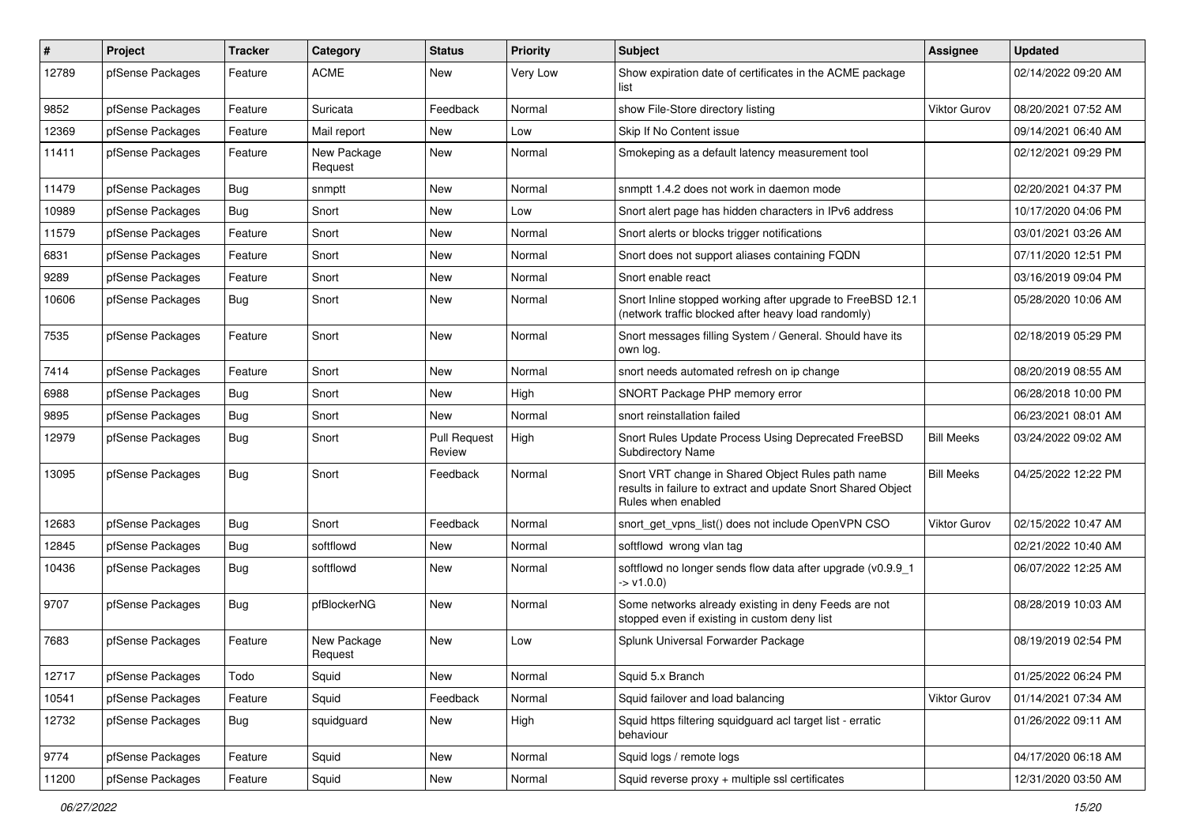| # | Project | Tracker | Category | Status | Priority | Subject | Assignee | Updated |
|---|---|---|---|---|---|---|---|---|
| 12789 | pfSense Packages | Feature | ACME | New | Very Low | Show expiration date of certificates in the ACME package list | | 02/14/2022 09:20 AM |
| 9852 | pfSense Packages | Feature | Suricata | Feedback | Normal | show File-Store directory listing | Viktor Gurov | 08/20/2021 07:52 AM |
| 12369 | pfSense Packages | Feature | Mail report | New | Low | Skip If No Content issue | | 09/14/2021 06:40 AM |
| 11411 | pfSense Packages | Feature | New Package Request | New | Normal | Smokeping as a default latency measurement tool | | 02/12/2021 09:29 PM |
| 11479 | pfSense Packages | Bug | snmptt | New | Normal | snmptt 1.4.2 does not work in daemon mode | | 02/20/2021 04:37 PM |
| 10989 | pfSense Packages | Bug | Snort | New | Low | Snort alert page has hidden characters in IPv6 address | | 10/17/2020 04:06 PM |
| 11579 | pfSense Packages | Feature | Snort | New | Normal | Snort alerts or blocks trigger notifications | | 03/01/2021 03:26 AM |
| 6831 | pfSense Packages | Feature | Snort | New | Normal | Snort does not support aliases containing FQDN | | 07/11/2020 12:51 PM |
| 9289 | pfSense Packages | Feature | Snort | New | Normal | Snort enable react | | 03/16/2019 09:04 PM |
| 10606 | pfSense Packages | Bug | Snort | New | Normal | Snort Inline stopped working after upgrade to FreeBSD 12.1 (network traffic blocked after heavy load randomly) | | 05/28/2020 10:06 AM |
| 7535 | pfSense Packages | Feature | Snort | New | Normal | Snort messages filling System / General. Should have its own log. | | 02/18/2019 05:29 PM |
| 7414 | pfSense Packages | Feature | Snort | New | Normal | snort needs automated refresh on ip change | | 08/20/2019 08:55 AM |
| 6988 | pfSense Packages | Bug | Snort | New | High | SNORT Package PHP memory error | | 06/28/2018 10:00 PM |
| 9895 | pfSense Packages | Bug | Snort | New | Normal | snort reinstallation failed | | 06/23/2021 08:01 AM |
| 12979 | pfSense Packages | Bug | Snort | Pull Request Review | High | Snort Rules Update Process Using Deprecated FreeBSD Subdirectory Name | Bill Meeks | 03/24/2022 09:02 AM |
| 13095 | pfSense Packages | Bug | Snort | Feedback | Normal | Snort VRT change in Shared Object Rules path name results in failure to extract and update Snort Shared Object Rules when enabled | Bill Meeks | 04/25/2022 12:22 PM |
| 12683 | pfSense Packages | Bug | Snort | Feedback | Normal | snort_get_vpns_list() does not include OpenVPN CSO | Viktor Gurov | 02/15/2022 10:47 AM |
| 12845 | pfSense Packages | Bug | softflowd | New | Normal | softflowd wrong vlan tag | | 02/21/2022 10:40 AM |
| 10436 | pfSense Packages | Bug | softflowd | New | Normal | softflowd no longer sends flow data after upgrade (v0.9.9_1 -> v1.0.0) | | 06/07/2022 12:25 AM |
| 9707 | pfSense Packages | Bug | pfBlockerNG | New | Normal | Some networks already existing in deny Feeds are not stopped even if existing in custom deny list | | 08/28/2019 10:03 AM |
| 7683 | pfSense Packages | Feature | New Package Request | New | Low | Splunk Universal Forwarder Package | | 08/19/2019 02:54 PM |
| 12717 | pfSense Packages | Todo | Squid | New | Normal | Squid 5.x Branch | | 01/25/2022 06:24 PM |
| 10541 | pfSense Packages | Feature | Squid | Feedback | Normal | Squid failover and load balancing | Viktor Gurov | 01/14/2021 07:34 AM |
| 12732 | pfSense Packages | Bug | squidguard | New | High | Squid https filtering squidguard acl target list - erratic behaviour | | 01/26/2022 09:11 AM |
| 9774 | pfSense Packages | Feature | Squid | New | Normal | Squid logs / remote logs | | 04/17/2020 06:18 AM |
| 11200 | pfSense Packages | Feature | Squid | New | Normal | Squid reverse proxy + multiple ssl certificates | | 12/31/2020 03:50 AM |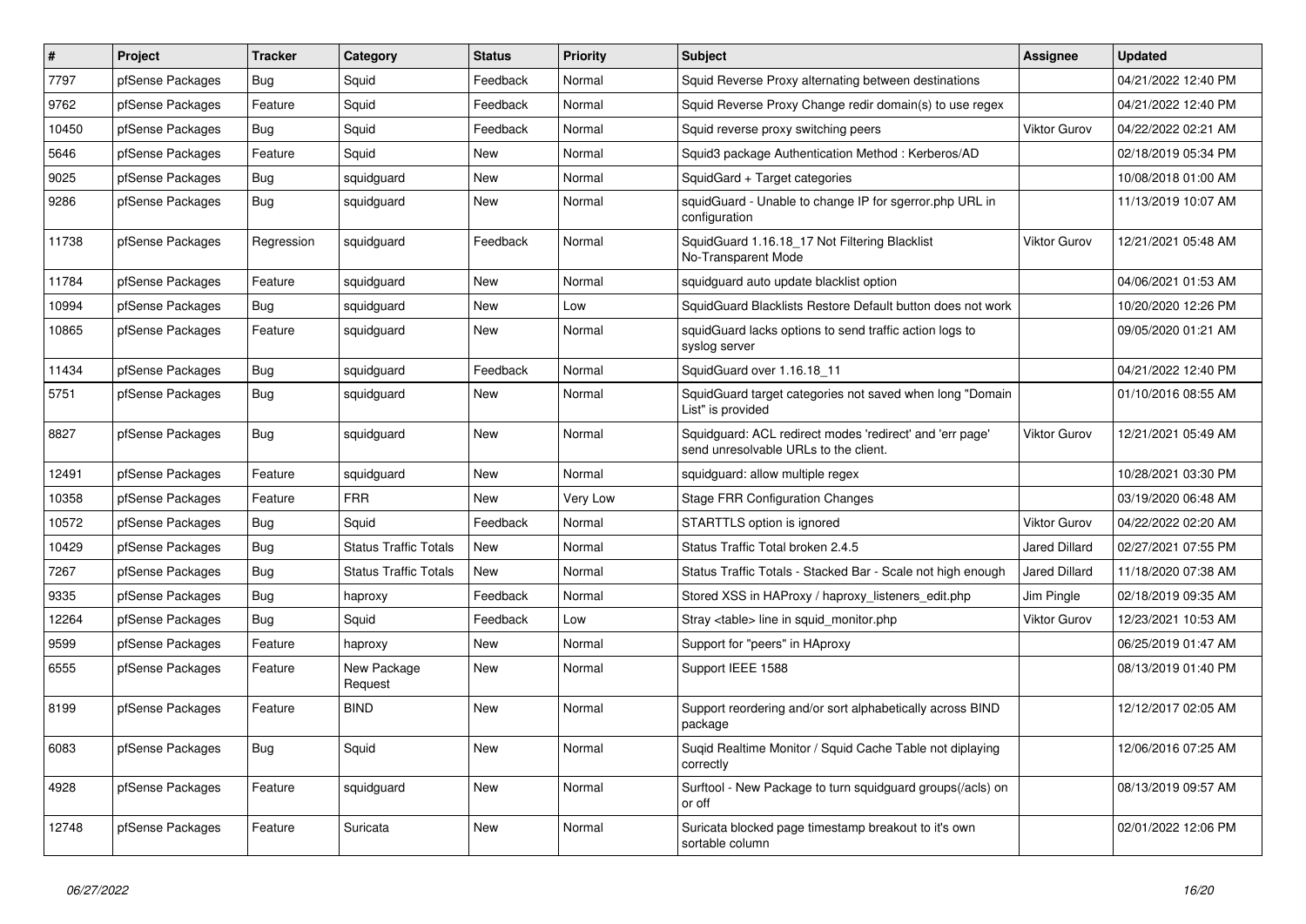| # | Project | Tracker | Category | Status | Priority | Subject | Assignee | Updated |
|---|---|---|---|---|---|---|---|---|
| 7797 | pfSense Packages | Bug | Squid | Feedback | Normal | Squid Reverse Proxy alternating between destinations | | 04/21/2022 12:40 PM |
| 9762 | pfSense Packages | Feature | Squid | Feedback | Normal | Squid Reverse Proxy Change redir domain(s) to use regex | | 04/21/2022 12:40 PM |
| 10450 | pfSense Packages | Bug | Squid | Feedback | Normal | Squid reverse proxy switching peers | Viktor Gurov | 04/22/2022 02:21 AM |
| 5646 | pfSense Packages | Feature | Squid | New | Normal | Squid3 package Authentication Method : Kerberos/AD | | 02/18/2019 05:34 PM |
| 9025 | pfSense Packages | Bug | squidguard | New | Normal | SquidGard + Target categories | | 10/08/2018 01:00 AM |
| 9286 | pfSense Packages | Bug | squidguard | New | Normal | squidGuard - Unable to change IP for sgerror.php URL in configuration | | 11/13/2019 10:07 AM |
| 11738 | pfSense Packages | Regression | squidguard | Feedback | Normal | SquidGuard 1.16.18_17 Not Filtering Blacklist No-Transparent Mode | Viktor Gurov | 12/21/2021 05:48 AM |
| 11784 | pfSense Packages | Feature | squidguard | New | Normal | squidguard auto update blacklist option | | 04/06/2021 01:53 AM |
| 10994 | pfSense Packages | Bug | squidguard | New | Low | SquidGuard Blacklists Restore Default button does not work | | 10/20/2020 12:26 PM |
| 10865 | pfSense Packages | Feature | squidguard | New | Normal | squidGuard lacks options to send traffic action logs to syslog server | | 09/05/2020 01:21 AM |
| 11434 | pfSense Packages | Bug | squidguard | Feedback | Normal | SquidGuard over 1.16.18_11 | | 04/21/2022 12:40 PM |
| 5751 | pfSense Packages | Bug | squidguard | New | Normal | SquidGuard target categories not saved when long "Domain List" is provided | | 01/10/2016 08:55 AM |
| 8827 | pfSense Packages | Bug | squidguard | New | Normal | Squidguard: ACL redirect modes 'redirect' and 'err page' send unresolvable URLs to the client. | Viktor Gurov | 12/21/2021 05:49 AM |
| 12491 | pfSense Packages | Feature | squidguard | New | Normal | squidguard: allow multiple regex | | 10/28/2021 03:30 PM |
| 10358 | pfSense Packages | Feature | FRR | New | Very Low | Stage FRR Configuration Changes | | 03/19/2020 06:48 AM |
| 10572 | pfSense Packages | Bug | Squid | Feedback | Normal | STARTTLS option is ignored | Viktor Gurov | 04/22/2022 02:20 AM |
| 10429 | pfSense Packages | Bug | Status Traffic Totals | New | Normal | Status Traffic Total broken 2.4.5 | Jared Dillard | 02/27/2021 07:55 PM |
| 7267 | pfSense Packages | Bug | Status Traffic Totals | New | Normal | Status Traffic Totals - Stacked Bar - Scale not high enough | Jared Dillard | 11/18/2020 07:38 AM |
| 9335 | pfSense Packages | Bug | haproxy | Feedback | Normal | Stored XSS in HAProxy / haproxy_listeners_edit.php | Jim Pingle | 02/18/2019 09:35 AM |
| 12264 | pfSense Packages | Bug | Squid | Feedback | Low | Stray <table> line in squid_monitor.php | Viktor Gurov | 12/23/2021 10:53 AM |
| 9599 | pfSense Packages | Feature | haproxy | New | Normal | Support for "peers" in HAproxy | | 06/25/2019 01:47 AM |
| 6555 | pfSense Packages | Feature | New Package Request | New | Normal | Support IEEE 1588 | | 08/13/2019 01:40 PM |
| 8199 | pfSense Packages | Feature | BIND | New | Normal | Support reordering and/or sort alphabetically across BIND package | | 12/12/2017 02:05 AM |
| 6083 | pfSense Packages | Bug | Squid | New | Normal | Suqid Realtime Monitor / Squid Cache Table not diplaying correctly | | 12/06/2016 07:25 AM |
| 4928 | pfSense Packages | Feature | squidguard | New | Normal | Surftool - New Package to turn squidguard groups(/acls) on or off | | 08/13/2019 09:57 AM |
| 12748 | pfSense Packages | Feature | Suricata | New | Normal | Suricata blocked page timestamp breakout to it's own sortable column | | 02/01/2022 12:06 PM |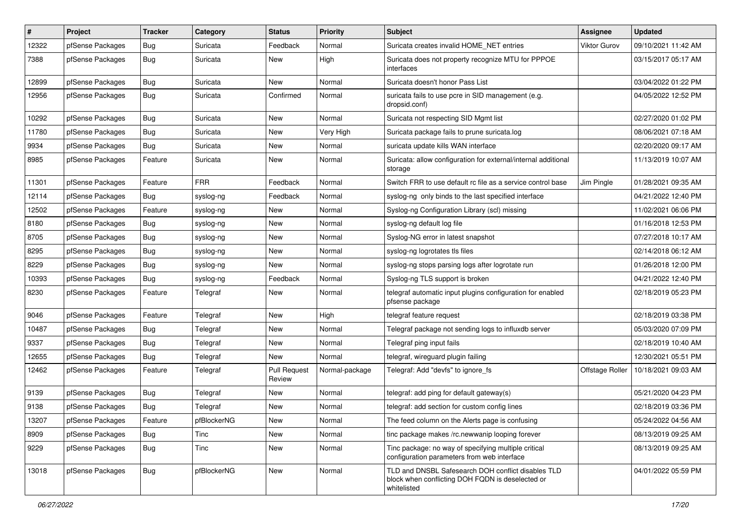| # | Project | Tracker | Category | Status | Priority | Subject | Assignee | Updated |
|---|---|---|---|---|---|---|---|---|
| 12322 | pfSense Packages | Bug | Suricata | Feedback | Normal | Suricata creates invalid HOME_NET entries | Viktor Gurov | 09/10/2021 11:42 AM |
| 7388 | pfSense Packages | Bug | Suricata | New | High | Suricata does not property recognize MTU for PPPOE interfaces | | 03/15/2017 05:17 AM |
| 12899 | pfSense Packages | Bug | Suricata | New | Normal | Suricata doesn't honor Pass List | | 03/04/2022 01:22 PM |
| 12956 | pfSense Packages | Bug | Suricata | Confirmed | Normal | suricata fails to use pcre in SID management (e.g. dropsid.conf) | | 04/05/2022 12:52 PM |
| 10292 | pfSense Packages | Bug | Suricata | New | Normal | Suricata not respecting SID Mgmt list | | 02/27/2020 01:02 PM |
| 11780 | pfSense Packages | Bug | Suricata | New | Very High | Suricata package fails to prune suricata.log | | 08/06/2021 07:18 AM |
| 9934 | pfSense Packages | Bug | Suricata | New | Normal | suricata update kills WAN interface | | 02/20/2020 09:17 AM |
| 8985 | pfSense Packages | Feature | Suricata | New | Normal | Suricata: allow configuration for external/internal additional storage | | 11/13/2019 10:07 AM |
| 11301 | pfSense Packages | Feature | FRR | Feedback | Normal | Switch FRR to use default rc file as a service control base | Jim Pingle | 01/28/2021 09:35 AM |
| 12114 | pfSense Packages | Bug | syslog-ng | Feedback | Normal | syslog-ng only binds to the last specified interface | | 04/21/2022 12:40 PM |
| 12502 | pfSense Packages | Feature | syslog-ng | New | Normal | Syslog-ng Configuration Library (scl) missing | | 11/02/2021 06:06 PM |
| 8180 | pfSense Packages | Bug | syslog-ng | New | Normal | syslog-ng default log file | | 01/16/2018 12:53 PM |
| 8705 | pfSense Packages | Bug | syslog-ng | New | Normal | Syslog-NG error in latest snapshot | | 07/27/2018 10:17 AM |
| 8295 | pfSense Packages | Bug | syslog-ng | New | Normal | syslog-ng logrotates tls files | | 02/14/2018 06:12 AM |
| 8229 | pfSense Packages | Bug | syslog-ng | New | Normal | syslog-ng stops parsing logs after logrotate run | | 01/26/2018 12:00 PM |
| 10393 | pfSense Packages | Bug | syslog-ng | Feedback | Normal | Syslog-ng TLS support is broken | | 04/21/2022 12:40 PM |
| 8230 | pfSense Packages | Feature | Telegraf | New | Normal | telegraf automatic input plugins configuration for enabled pfsense package | | 02/18/2019 05:23 PM |
| 9046 | pfSense Packages | Feature | Telegraf | New | High | telegraf feature request | | 02/18/2019 03:38 PM |
| 10487 | pfSense Packages | Bug | Telegraf | New | Normal | Telegraf package not sending logs to influxdb server | | 05/03/2020 07:09 PM |
| 9337 | pfSense Packages | Bug | Telegraf | New | Normal | Telegraf ping input fails | | 02/18/2019 10:40 AM |
| 12655 | pfSense Packages | Bug | Telegraf | New | Normal | telegraf, wireguard plugin failing | | 12/30/2021 05:51 PM |
| 12462 | pfSense Packages | Feature | Telegraf | Pull Request Review | Normal-package | Telegraf: Add "devfs" to ignore_fs | Offstage Roller | 10/18/2021 09:03 AM |
| 9139 | pfSense Packages | Bug | Telegraf | New | Normal | telegraf: add ping for default gateway(s) | | 05/21/2020 04:23 PM |
| 9138 | pfSense Packages | Bug | Telegraf | New | Normal | telegraf: add section for custom config lines | | 02/18/2019 03:36 PM |
| 13207 | pfSense Packages | Feature | pfBlockerNG | New | Normal | The feed column on the Alerts page is confusing | | 05/24/2022 04:56 AM |
| 8909 | pfSense Packages | Bug | Tinc | New | Normal | tinc package makes /rc.newwanip looping forever | | 08/13/2019 09:25 AM |
| 9229 | pfSense Packages | Bug | Tinc | New | Normal | Tinc package: no way of specifying multiple critical configuration parameters from web interface | | 08/13/2019 09:25 AM |
| 13018 | pfSense Packages | Bug | pfBlockerNG | New | Normal | TLD and DNSBL Safesearch DOH conflict disables TLD block when conflicting DOH FQDN is deselected or whitelisted | | 04/01/2022 05:59 PM |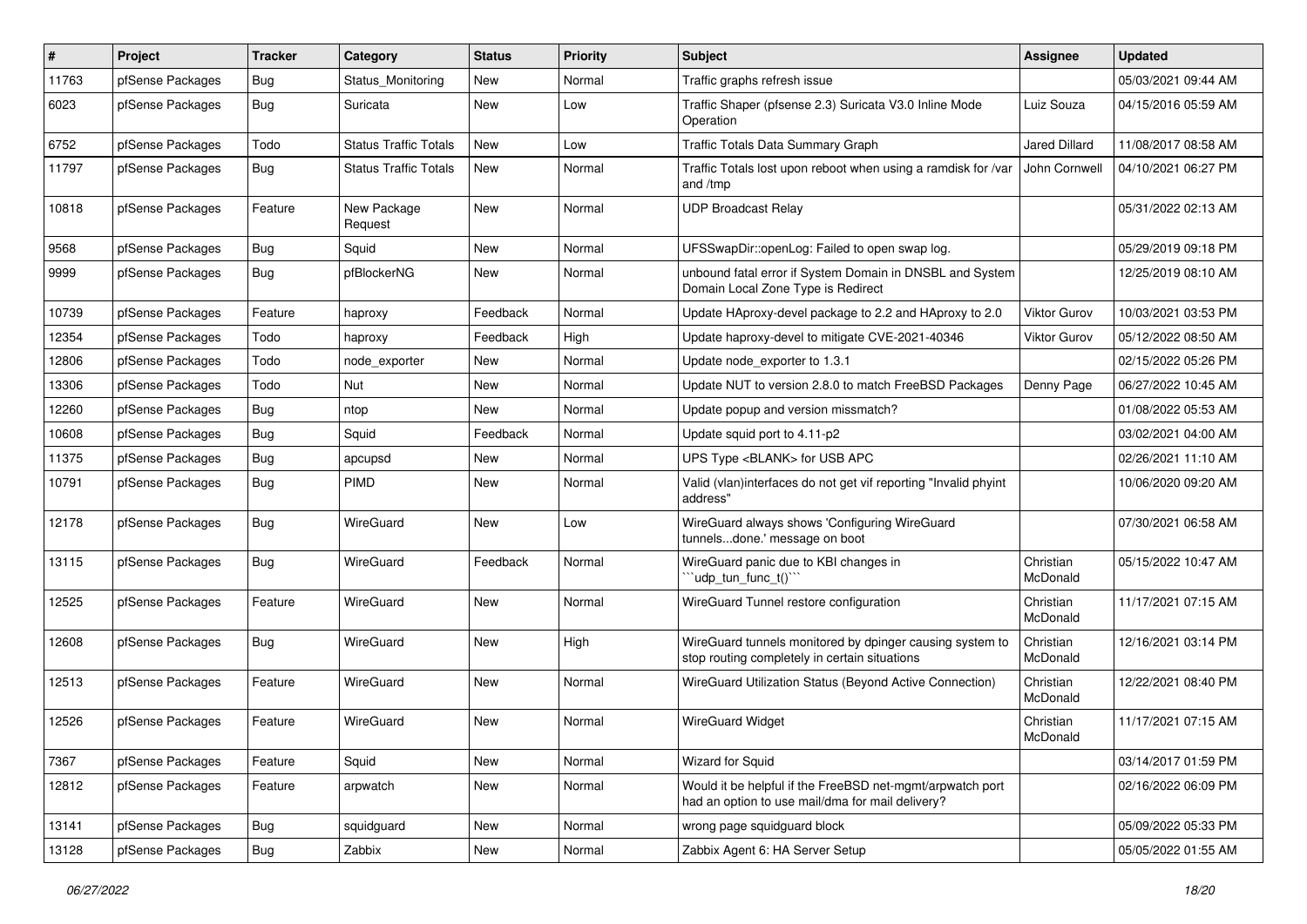| # | Project | Tracker | Category | Status | Priority | Subject | Assignee | Updated |
|---|---|---|---|---|---|---|---|---|
| 11763 | pfSense Packages | Bug | Status_Monitoring | New | Normal | Traffic graphs refresh issue | | 05/03/2021 09:44 AM |
| 6023 | pfSense Packages | Bug | Suricata | New | Low | Traffic Shaper (pfsense 2.3) Suricata V3.0 Inline Mode Operation | Luiz Souza | 04/15/2016 05:59 AM |
| 6752 | pfSense Packages | Todo | Status Traffic Totals | New | Low | Traffic Totals Data Summary Graph | Jared Dillard | 11/08/2017 08:58 AM |
| 11797 | pfSense Packages | Bug | Status Traffic Totals | New | Normal | Traffic Totals lost upon reboot when using a ramdisk for /var and /tmp | John Cornwell | 04/10/2021 06:27 PM |
| 10818 | pfSense Packages | Feature | New Package Request | New | Normal | UDP Broadcast Relay | | 05/31/2022 02:13 AM |
| 9568 | pfSense Packages | Bug | Squid | New | Normal | UFSSwapDir::openLog: Failed to open swap log. | | 05/29/2019 09:18 PM |
| 9999 | pfSense Packages | Bug | pfBlockerNG | New | Normal | unbound fatal error if System Domain in DNSBL and System Domain Local Zone Type is Redirect | | 12/25/2019 08:10 AM |
| 10739 | pfSense Packages | Feature | haproxy | Feedback | Normal | Update HAproxy-devel package to 2.2 and HAproxy to 2.0 | Viktor Gurov | 10/03/2021 03:53 PM |
| 12354 | pfSense Packages | Todo | haproxy | Feedback | High | Update haproxy-devel to mitigate CVE-2021-40346 | Viktor Gurov | 05/12/2022 08:50 AM |
| 12806 | pfSense Packages | Todo | node_exporter | New | Normal | Update node_exporter to 1.3.1 | | 02/15/2022 05:26 PM |
| 13306 | pfSense Packages | Todo | Nut | New | Normal | Update NUT to version 2.8.0 to match FreeBSD Packages | Denny Page | 06/27/2022 10:45 AM |
| 12260 | pfSense Packages | Bug | ntop | New | Normal | Update popup and version missmatch? | | 01/08/2022 05:53 AM |
| 10608 | pfSense Packages | Bug | Squid | Feedback | Normal | Update squid port to 4.11-p2 | | 03/02/2021 04:00 AM |
| 11375 | pfSense Packages | Bug | apcupsd | New | Normal | UPS Type <BLANK> for USB APC | | 02/26/2021 11:10 AM |
| 10791 | pfSense Packages | Bug | PIMD | New | Normal | Valid (vlan)interfaces do not get vif reporting "Invalid phyint address" | | 10/06/2020 09:20 AM |
| 12178 | pfSense Packages | Bug | WireGuard | New | Low | WireGuard always shows 'Configuring WireGuard tunnels...done.' message on boot | | 07/30/2021 06:58 AM |
| 13115 | pfSense Packages | Bug | WireGuard | Feedback | Normal | WireGuard panic due to KBI changes in ```udp_tun_func_t()``` | Christian McDonald | 05/15/2022 10:47 AM |
| 12525 | pfSense Packages | Feature | WireGuard | New | Normal | WireGuard Tunnel restore configuration | Christian McDonald | 11/17/2021 07:15 AM |
| 12608 | pfSense Packages | Bug | WireGuard | New | High | WireGuard tunnels monitored by dpinger causing system to stop routing completely in certain situations | Christian McDonald | 12/16/2021 03:14 PM |
| 12513 | pfSense Packages | Feature | WireGuard | New | Normal | WireGuard Utilization Status (Beyond Active Connection) | Christian McDonald | 12/22/2021 08:40 PM |
| 12526 | pfSense Packages | Feature | WireGuard | New | Normal | WireGuard Widget | Christian McDonald | 11/17/2021 07:15 AM |
| 7367 | pfSense Packages | Feature | Squid | New | Normal | Wizard for Squid | | 03/14/2017 01:59 PM |
| 12812 | pfSense Packages | Feature | arpwatch | New | Normal | Would it be helpful if the FreeBSD net-mgmt/arpwatch port had an option to use mail/dma for mail delivery? | | 02/16/2022 06:09 PM |
| 13141 | pfSense Packages | Bug | squidguard | New | Normal | wrong page squidguard block | | 05/09/2022 05:33 PM |
| 13128 | pfSense Packages | Bug | Zabbix | New | Normal | Zabbix Agent 6: HA Server Setup | | 05/05/2022 01:55 AM |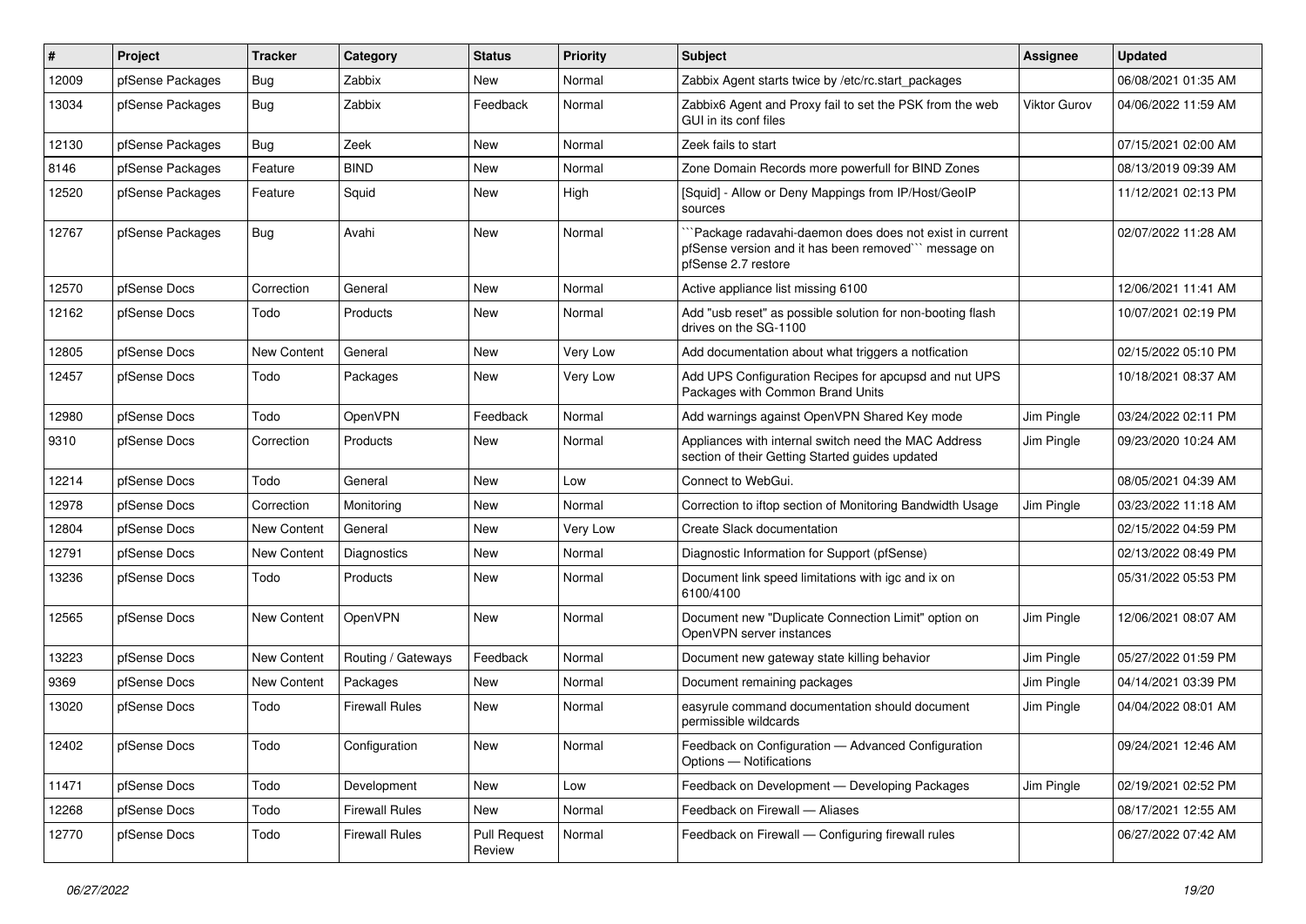| # | Project | Tracker | Category | Status | Priority | Subject | Assignee | Updated |
|---|---|---|---|---|---|---|---|---|
| 12009 | pfSense Packages | Bug | Zabbix | New | Normal | Zabbix Agent starts twice by /etc/rc.start_packages | | 06/08/2021 01:35 AM |
| 13034 | pfSense Packages | Bug | Zabbix | Feedback | Normal | Zabbix6 Agent and Proxy fail to set the PSK from the web GUI in its conf files | Viktor Gurov | 04/06/2022 11:59 AM |
| 12130 | pfSense Packages | Bug | Zeek | New | Normal | Zeek fails to start | | 07/15/2021 02:00 AM |
| 8146 | pfSense Packages | Feature | BIND | New | Normal | Zone Domain Records more powerfull for BIND Zones | | 08/13/2019 09:39 AM |
| 12520 | pfSense Packages | Feature | Squid | New | High | [Squid] - Allow or Deny Mappings from IP/Host/GeoIP sources | | 11/12/2021 02:13 PM |
| 12767 | pfSense Packages | Bug | Avahi | New | Normal | ```Package radavahi-daemon does does not exist in current pfSense version and it has been removed``` message on pfSense 2.7 restore | | 02/07/2022 11:28 AM |
| 12570 | pfSense Docs | Correction | General | New | Normal | Active appliance list missing 6100 | | 12/06/2021 11:41 AM |
| 12162 | pfSense Docs | Todo | Products | New | Normal | Add "usb reset" as possible solution for non-booting flash drives on the SG-1100 | | 10/07/2021 02:19 PM |
| 12805 | pfSense Docs | New Content | General | New | Very Low | Add documentation about what triggers a notfication | | 02/15/2022 05:10 PM |
| 12457 | pfSense Docs | Todo | Packages | New | Very Low | Add UPS Configuration Recipes for apcupsd and nut UPS Packages with Common Brand Units | | 10/18/2021 08:37 AM |
| 12980 | pfSense Docs | Todo | OpenVPN | Feedback | Normal | Add warnings against OpenVPN Shared Key mode | Jim Pingle | 03/24/2022 02:11 PM |
| 9310 | pfSense Docs | Correction | Products | New | Normal | Appliances with internal switch need the MAC Address section of their Getting Started guides updated | Jim Pingle | 09/23/2020 10:24 AM |
| 12214 | pfSense Docs | Todo | General | New | Low | Connect to WebGui. | | 08/05/2021 04:39 AM |
| 12978 | pfSense Docs | Correction | Monitoring | New | Normal | Correction to iftop section of Monitoring Bandwidth Usage | Jim Pingle | 03/23/2022 11:18 AM |
| 12804 | pfSense Docs | New Content | General | New | Very Low | Create Slack documentation | | 02/15/2022 04:59 PM |
| 12791 | pfSense Docs | New Content | Diagnostics | New | Normal | Diagnostic Information for Support (pfSense) | | 02/13/2022 08:49 PM |
| 13236 | pfSense Docs | Todo | Products | New | Normal | Document link speed limitations with igc and ix on 6100/4100 | | 05/31/2022 05:53 PM |
| 12565 | pfSense Docs | New Content | OpenVPN | New | Normal | Document new "Duplicate Connection Limit" option on OpenVPN server instances | Jim Pingle | 12/06/2021 08:07 AM |
| 13223 | pfSense Docs | New Content | Routing / Gateways | Feedback | Normal | Document new gateway state killing behavior | Jim Pingle | 05/27/2022 01:59 PM |
| 9369 | pfSense Docs | New Content | Packages | New | Normal | Document remaining packages | Jim Pingle | 04/14/2021 03:39 PM |
| 13020 | pfSense Docs | Todo | Firewall Rules | New | Normal | easyrule command documentation should document permissible wildcards | Jim Pingle | 04/04/2022 08:01 AM |
| 12402 | pfSense Docs | Todo | Configuration | New | Normal | Feedback on Configuration — Advanced Configuration Options — Notifications | | 09/24/2021 12:46 AM |
| 11471 | pfSense Docs | Todo | Development | New | Low | Feedback on Development — Developing Packages | Jim Pingle | 02/19/2021 02:52 PM |
| 12268 | pfSense Docs | Todo | Firewall Rules | New | Normal | Feedback on Firewall — Aliases | | 08/17/2021 12:55 AM |
| 12770 | pfSense Docs | Todo | Firewall Rules | Pull Request Review | Normal | Feedback on Firewall — Configuring firewall rules | | 06/27/2022 07:42 AM |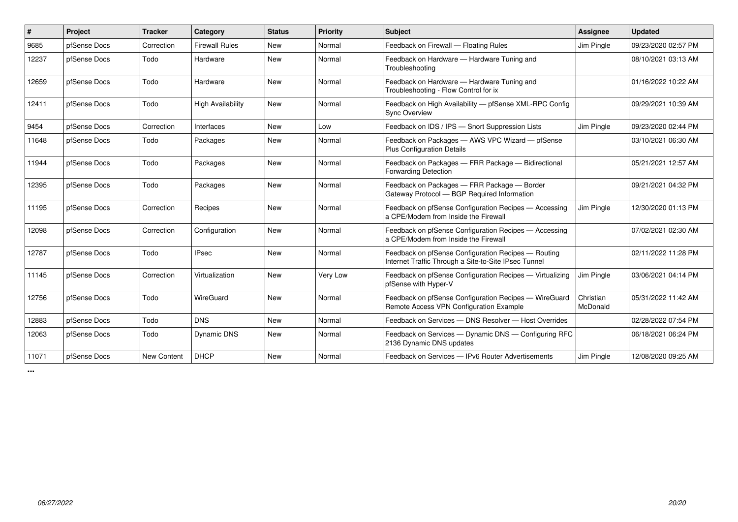| # | Project | Tracker | Category | Status | Priority | Subject | Assignee | Updated |
|---|---|---|---|---|---|---|---|---|
| 9685 | pfSense Docs | Correction | Firewall Rules | New | Normal | Feedback on Firewall — Floating Rules | Jim Pingle | 09/23/2020 02:57 PM |
| 12237 | pfSense Docs | Todo | Hardware | New | Normal | Feedback on Hardware — Hardware Tuning and Troubleshooting | | 08/10/2021 03:13 AM |
| 12659 | pfSense Docs | Todo | Hardware | New | Normal | Feedback on Hardware — Hardware Tuning and Troubleshooting - Flow Control for ix | | 01/16/2022 10:22 AM |
| 12411 | pfSense Docs | Todo | High Availability | New | Normal | Feedback on High Availability — pfSense XML-RPC Config Sync Overview | | 09/29/2021 10:39 AM |
| 9454 | pfSense Docs | Correction | Interfaces | New | Low | Feedback on IDS / IPS — Snort Suppression Lists | Jim Pingle | 09/23/2020 02:44 PM |
| 11648 | pfSense Docs | Todo | Packages | New | Normal | Feedback on Packages — AWS VPC Wizard — pfSense Plus Configuration Details | | 03/10/2021 06:30 AM |
| 11944 | pfSense Docs | Todo | Packages | New | Normal | Feedback on Packages — FRR Package — Bidirectional Forwarding Detection | | 05/21/2021 12:57 AM |
| 12395 | pfSense Docs | Todo | Packages | New | Normal | Feedback on Packages — FRR Package — Border Gateway Protocol — BGP Required Information | | 09/21/2021 04:32 PM |
| 11195 | pfSense Docs | Correction | Recipes | New | Normal | Feedback on pfSense Configuration Recipes — Accessing a CPE/Modem from Inside the Firewall | Jim Pingle | 12/30/2020 01:13 PM |
| 12098 | pfSense Docs | Correction | Configuration | New | Normal | Feedback on pfSense Configuration Recipes — Accessing a CPE/Modem from Inside the Firewall | | 07/02/2021 02:30 AM |
| 12787 | pfSense Docs | Todo | IPsec | New | Normal | Feedback on pfSense Configuration Recipes — Routing Internet Traffic Through a Site-to-Site IPsec Tunnel | | 02/11/2022 11:28 PM |
| 11145 | pfSense Docs | Correction | Virtualization | New | Very Low | Feedback on pfSense Configuration Recipes — Virtualizing pfSense with Hyper-V | Jim Pingle | 03/06/2021 04:14 PM |
| 12756 | pfSense Docs | Todo | WireGuard | New | Normal | Feedback on pfSense Configuration Recipes — WireGuard Remote Access VPN Configuration Example | Christian McDonald | 05/31/2022 11:42 AM |
| 12883 | pfSense Docs | Todo | DNS | New | Normal | Feedback on Services — DNS Resolver — Host Overrides | | 02/28/2022 07:54 PM |
| 12063 | pfSense Docs | Todo | Dynamic DNS | New | Normal | Feedback on Services — Dynamic DNS — Configuring RFC 2136 Dynamic DNS updates | | 06/18/2021 06:24 PM |
| 11071 | pfSense Docs | New Content | DHCP | New | Normal | Feedback on Services — IPv6 Router Advertisements | Jim Pingle | 12/08/2020 09:25 AM |

...